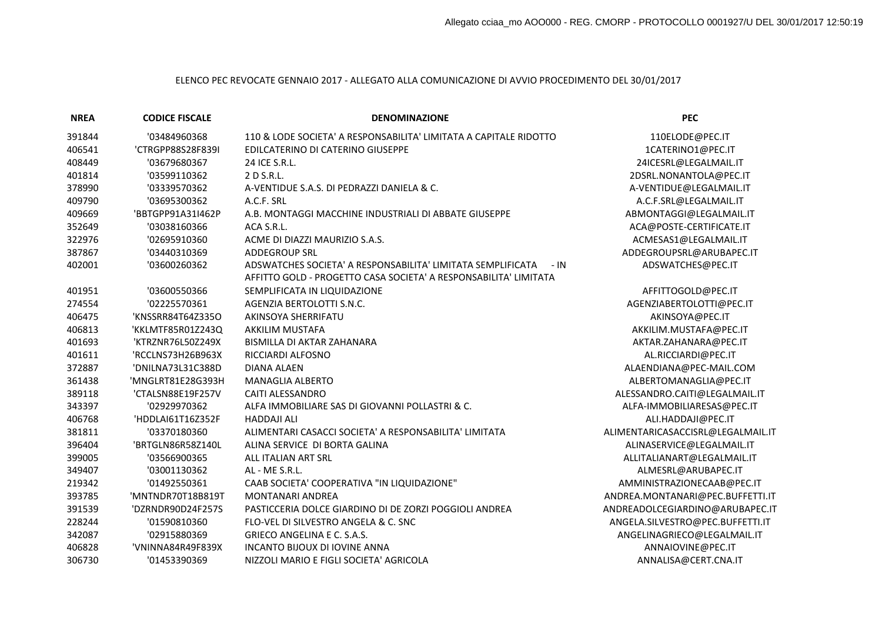Allegato cciaa_mo AOO000 - REG. CMORP - PROTOCOLLO 0001927/U DEL 30/01/2017 12:50:19

ELENCO PEC REVOCATE GENNAIO 2017 - ALLEGATO ALLA COMUNICAZIONE DI AVVIO PROCEDIMENTO DEL 30/01/2017

| NREA | CODICE FISCALE | DENOMINAZIONE | PEC |
|---|---|---|---|
| 391844 | '03484960368 | 110 & LODE SOCIETA' A RESPONSABILITA' LIMITATA A CAPITALE RIDOTTO | 110ELODE@PEC.IT |
| 406541 | 'CTRGPP88S28F839I | EDILCATERINO DI CATERINO GIUSEPPE | 1CATERINO1@PEC.IT |
| 408449 | '03679680367 | 24 ICE S.R.L. | 24ICESRL@LEGALMAIL.IT |
| 401814 | '03599110362 | 2 D S.R.L. | 2DSRL.NONANTOLA@PEC.IT |
| 378990 | '03339570362 | A-VENTIDUE S.A.S. DI PEDRAZZI DANIELA & C. | A-VENTIDUE@LEGALMAIL.IT |
| 409790 | '03695300362 | A.C.F. SRL | A.C.F.SRL@LEGALMAIL.IT |
| 409669 | 'BBTGPP91A31I462P | A.B. MONTAGGI MACCHINE INDUSTRIALI DI ABBATE GIUSEPPE | ABMONTAGGI@LEGALMAIL.IT |
| 352649 | '03038160366 | ACA S.R.L. | ACA@POSTE-CERTIFICATE.IT |
| 322976 | '02695910360 | ACME DI DIAZZI MAURIZIO S.A.S. | ACMESAS1@LEGALMAIL.IT |
| 387867 | '03440310369 | ADDEGROUP SRL | ADDEGROUPSRL@ARUBAPEC.IT |
| 402001 | '03600260362 | ADSWATCHES SOCIETA' A RESPONSABILITA' LIMITATA SEMPLIFICATA - IN | ADSWATCHES@PEC.IT |
| 401951 | '03600550366 | AFFITTO GOLD - PROGETTO CASA SOCIETA' A RESPONSABILITA' LIMITATA SEMPLIFICATA IN LIQUIDAZIONE | AFFITTOGOLD@PEC.IT |
| 274554 | '02225570361 | AGENZIA BERTOLOTTI S.N.C. | AGENZIABERTOLOTTI@PEC.IT |
| 406475 | 'KNSSRR84T64Z335O | AKINSOYA SHERRIFATU | AKINSOYA@PEC.IT |
| 406813 | 'KKLMTF85R01Z243Q | AKKILIM MUSTAFA | AKKILIM.MUSTAFA@PEC.IT |
| 401693 | 'KTRZNR76L50Z249X | BISMILLA DI AKTAR ZAHANARA | AKTAR.ZAHANARA@PEC.IT |
| 401611 | 'RCCLNS73H26B963X | RICCIARDI ALFOSNO | AL.RICCIARDI@PEC.IT |
| 372887 | 'DNILNA73L31C388D | DIANA ALAEN | ALAENDIANA@PEC-MAIL.COM |
| 361438 | 'MNGLRT81E28G393H | MANAGLIA ALBERTO | ALBERTOMANAGLIA@PEC.IT |
| 389118 | 'CTALSN88E19F257V | CAITI ALESSANDRO | ALESSANDRO.CAITI@LEGALMAIL.IT |
| 343397 | '02929970362 | ALFA IMMOBILIARE SAS DI GIOVANNI POLLASTRI & C. | ALFA-IMMOBILIARESAS@PEC.IT |
| 406768 | 'HDDLAI61T16Z352F | HADDAJI ALI | ALI.HADDAJI@PEC.IT |
| 381811 | '03370180360 | ALIMENTARI CASACCI SOCIETA' A RESPONSABILITA' LIMITATA | ALIMENTARICASACCISRL@LEGALMAIL.IT |
| 396404 | 'BRTGLN86R58Z140L | ALINA SERVICE DI BORTA GALINA | ALINASERVICE@LEGALMAIL.IT |
| 399005 | '03566900365 | ALL ITALIAN ART SRL | ALLITALIANART@LEGALMAIL.IT |
| 349407 | '03001130362 | AL - ME S.R.L. | ALMESRL@ARUBAPEC.IT |
| 219342 | '01492550361 | CAAB SOCIETA' COOPERATIVA "IN LIQUIDAZIONE" | AMMINISTRAZIONECAAB@PEC.IT |
| 393785 | 'MNTNDR70T18B819T | MONTANARI ANDREA | ANDREA.MONTANARI@PEC.BUFFETTI.IT |
| 391539 | 'DZRNDR90D24F257S | PASTICCERIA DOLCE GIARDINO DI DE ZORZI POGGIOLI ANDREA | ANDREADOLCEGIARDINO@ARUBAPEC.IT |
| 228244 | '01590810360 | FLO-VEL DI SILVESTRO ANGELA & C. SNC | ANGELA.SILVESTRO@PEC.BUFFETTI.IT |
| 342087 | '02915880369 | GRIECO ANGELINA E C. S.A.S. | ANGELINAGRIECO@LEGALMAIL.IT |
| 406828 | 'VNINNA84R49F839X | INCANTO BIJOUX DI IOVINE ANNA | ANNAIOVINE@PEC.IT |
| 306730 | '01453390369 | NIZZOLI MARIO E FIGLI SOCIETA' AGRICOLA | ANNALISA@CERT.CNA.IT |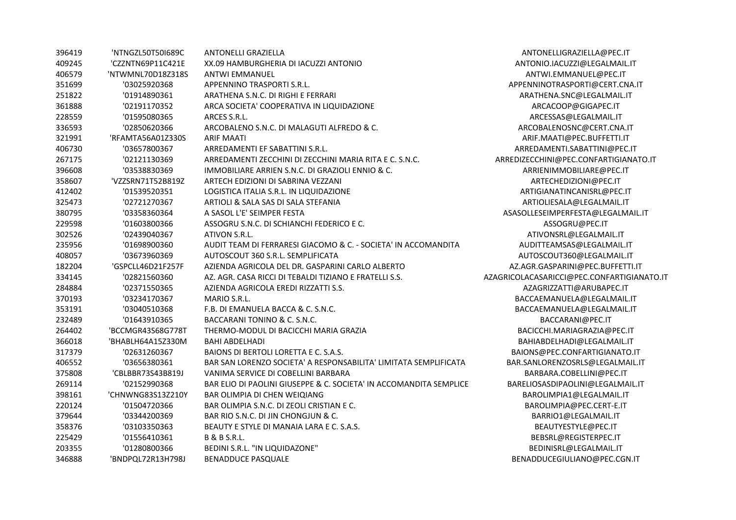| | | | |
|---|---|---|---|
| 396419 | 'NTNGZL50T50I689C | ANTONELLI GRAZIELLA | ANTONELLIGRAZIELLA@PEC.IT |
| 409245 | 'CZZNTN69P11C421E | XX.09 HAMBURGHERIA DI IACUZZI ANTONIO | ANTONIO.IACUZZI@LEGALMAIL.IT |
| 406579 | 'NTWMNL70D18Z318S | ANTWI EMMANUEL | ANTWI.EMMANUEL@PEC.IT |
| 351699 | '03025920368 | APPENNINO TRASPORTI S.R.L. | APPENNINOTRASPORTI@CERT.CNA.IT |
| 251822 | '01914890361 | ARATHENA S.N.C. DI RIGHI E FERRARI | ARATHENA.SNC@LEGALMAIL.IT |
| 361888 | '02191170352 | ARCA SOCIETA' COOPERATIVA IN LIQUIDAZIONE | ARCACOOP@GIGAPEC.IT |
| 228559 | '01595080365 | ARCES S.R.L. | ARCESSAS@LEGALMAIL.IT |
| 336593 | '02850620366 | ARCOBALENO S.N.C. DI MALAGUTI ALFREDO & C. | ARCOBALENOSNC@CERT.CNA.IT |
| 321991 | 'RFAMTA56A01Z330S | ARIF MAATI | ARIF.MAATI@PEC.BUFFETTI.IT |
| 406730 | '03657800367 | ARREDAMENTI EF SABATTINI S.R.L. | ARREDAMENTI.SABATTINI@PEC.IT |
| 267175 | '02121130369 | ARREDAMENTI ZECCHINI DI ZECCHINI MARIA RITA E C. S.N.C. | ARREDIZECCHINI@PEC.CONFARTIGIANATO.IT |
| 396608 | '03538830369 | IMMOBILIARE ARRIEN S.N.C. DI GRAZIOLI ENNIO & C. | ARRIENIMMOBILIARE@PEC.IT |
| 358607 | 'VZZSRN71T52B819Z | ARTECH EDIZIONI DI SABRINA VEZZANI | ARTECHEDIZIONI@PEC.IT |
| 412402 | '01539520351 | LOGISTICA ITALIA S.R.L. IN LIQUIDAZIONE | ARTIGIANATINCANISRL@PEC.IT |
| 325473 | '02721270367 | ARTIOLI & SALA SAS DI SALA STEFANIA | ARTIOLIESALA@LEGALMAIL.IT |
| 380795 | '03358360364 | A SASOL L'E' SEIMPER FESTA | ASASOLLESEIMPERFESTA@LEGALMAIL.IT |
| 229598 | '01603800366 | ASSOGRU S.N.C. DI SCHIANCHI FEDERICO E C. | ASSOGRU@PEC.IT |
| 302526 | '02439040367 | ATIVON S.R.L. | ATIVONSRL@LEGALMAIL.IT |
| 235956 | '01698900360 | AUDIT TEAM DI FERRARESI GIACOMO & C. - SOCIETA' IN ACCOMANDITA | AUDITTEAMSAS@LEGALMAIL.IT |
| 408057 | '03673960369 | AUTOSCOUT 360 S.R.L. SEMPLIFICATA | AUTOSCOUT360@LEGALMAIL.IT |
| 182204 | 'GSPCLL46D21F257F | AZIENDA AGRICOLA DEL DR. GASPARINI CARLO ALBERTO | AZ.AGR.GASPARINI@PEC.BUFFETTI.IT |
| 334145 | '02821560360 | AZ. AGR. CASA RICCI DI TEBALDI TIZIANO E FRATELLI S.S. | AZAGRICOLACASARICCI@PEC.CONFARTIGIANATO.IT |
| 284884 | '02371550365 | AZIENDA AGRICOLA EREDI RIZZATTI S.S. | AZAGRIZZATTI@ARUBAPEC.IT |
| 370193 | '03234170367 | MARIO S.R.L. | BACCAEMANUELA@LEGALMAIL.IT |
| 353191 | '03040510368 | F.B. DI EMANUELA BACCA & C. S.N.C. | BACCAEMANUELA@LEGALMAIL.IT |
| 232489 | '01643910365 | BACCARANI TONINO & C. S.N.C. | BACCARANI@PEC.IT |
| 264402 | 'BCCMGR43S68G778T | THERMO-MODUL DI BACICCHI MARIA GRAZIA | BACICCHI.MARIAGRAZIA@PEC.IT |
| 366018 | 'BHABLH64A15Z330M | BAHI ABDELHADI | BAHIABDELHADI@LEGALMAIL.IT |
| 317379 | '02631260367 | BAIONS DI BERTOLI LORETTA E C. S.A.S. | BAIONS@PEC.CONFARTIGIANATO.IT |
| 406552 | '03656380361 | BAR SAN LORENZO SOCIETA' A RESPONSABILITA' LIMITATA SEMPLIFICATA | BAR.SANLORENZOSRLS@LEGALMAIL.IT |
| 375808 | 'CBLBBR73S43B819J | VANIMA SERVICE DI COBELLINI BARBARA | BARBARA.COBELLINI@PEC.IT |
| 269114 | '02152990368 | BAR ELIO DI PAOLINI GIUSEPPE & C. SOCIETA' IN ACCOMANDITA SEMPLICE | BARELIOSASDIPAOLINI@LEGALMAIL.IT |
| 398161 | 'CHNWNG83S13Z210Y | BAR OLIMPIA DI CHEN WEIQIANG | BAROLIMPIA1@LEGALMAIL.IT |
| 220124 | '01504720366 | BAR OLIMPIA S.N.C. DI ZEOLI CRISTIAN E C. | BAROLIMPIA@PEC.CERT-E.IT |
| 379644 | '03344200369 | BAR RIO S.N.C. DI JIN CHONGJUN & C. | BARRIO1@LEGALMAIL.IT |
| 358376 | '03103350363 | BEAUTY E STYLE DI MANAIA LARA E C. S.A.S. | BEAUTYESTYLE@PEC.IT |
| 225429 | '01556410361 | B & B S.R.L. | BEBSRL@REGISTERPEC.IT |
| 203355 | '01280800366 | BEDINI S.R.L. "IN LIQUIDAZONE" | BEDINISRL@LEGALMAIL.IT |
| 346888 | 'BNDPQL72R13H798J | BENADDUCE PASQUALE | BENADDUCEGIULIANO@PEC.CGN.IT |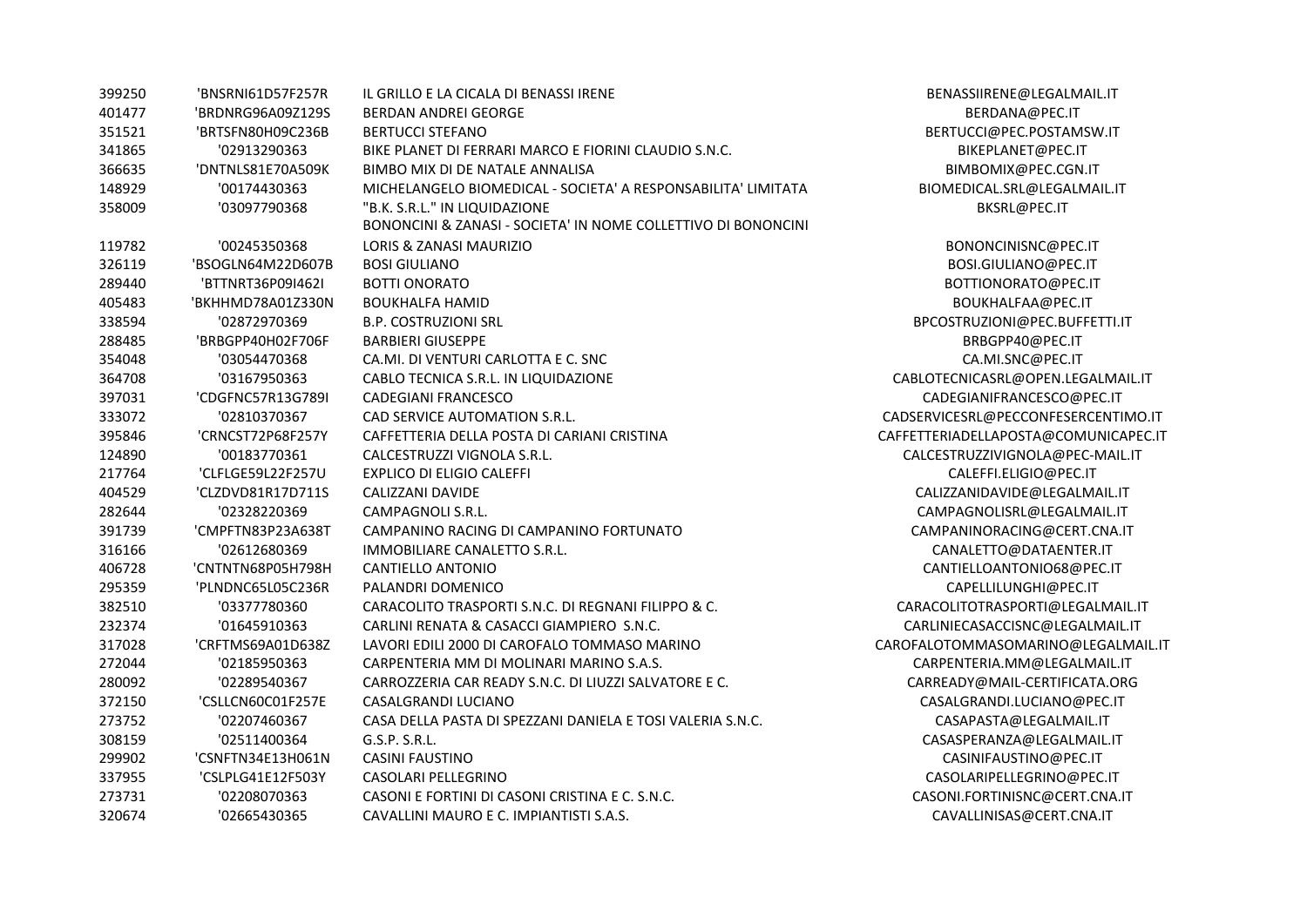| | | | |
|---|---|---|---|
| 399250 | 'BNSRNI61D57F257R | IL GRILLO E LA CICALA DI BENASSI IRENE | BENASSIIRENE@LEGALMAIL.IT |
| 401477 | 'BRDNRG96A09Z129S | BERDAN ANDREI GEORGE | BERDANA@PEC.IT |
| 351521 | 'BRTSFN80H09C236B | BERTUCCI STEFANO | BERTUCCI@PEC.POSTAMSW.IT |
| 341865 | '02913290363 | BIKE PLANET DI FERRARI MARCO E FIORINI CLAUDIO S.N.C. | BIKEPLANET@PEC.IT |
| 366635 | 'DNTNLS81E70A509K | BIMBO MIX DI DE NATALE ANNALISA | BIMBOMIX@PEC.CGN.IT |
| 148929 | '00174430363 | MICHELANGELO BIOMEDICAL - SOCIETA' A RESPONSABILITA' LIMITATA | BIOMEDICAL.SRL@LEGALMAIL.IT |
| 358009 | '03097790368 | "B.K. S.R.L." IN LIQUIDAZIONE | BKSRL@PEC.IT |
| 119782 | '00245350368 | BONONCINI & ZANASI - SOCIETA' IN NOME COLLETTIVO DI BONONCINI LORIS & ZANASI MAURIZIO | BONONCINISNC@PEC.IT |
| 326119 | 'BSOGLN64M22D607B | BOSI GIULIANO | BOSI.GIULIANO@PEC.IT |
| 289440 | 'BTTNRT36P09I462I | BOTTI ONORATO | BOTTIONORATO@PEC.IT |
| 405483 | 'BKHHMD78A01Z330N | BOUKHALFA HAMID | BOUKHALFAA@PEC.IT |
| 338594 | '02872970369 | B.P. COSTRUZIONI SRL | BPCOSTRUZIONI@PEC.BUFFETTI.IT |
| 288485 | 'BRBGPP40H02F706F | BARBIERI GIUSEPPE | BRBGPP40@PEC.IT |
| 354048 | '03054470368 | CA.MI. DI VENTURI CARLOTTA E C. SNC | CA.MI.SNC@PEC.IT |
| 364708 | '03167950363 | CABLO TECNICA S.R.L. IN LIQUIDAZIONE | CABLOTECNICASRL@OPEN.LEGALMAIL.IT |
| 397031 | 'CDGFNC57R13G789I | CADEGIANI FRANCESCO | CADEGIANIFRANCESCO@PEC.IT |
| 333072 | '02810370367 | CAD SERVICE AUTOMATION S.R.L. | CADSERVICESRL@PECCONFESERCENTIMO.IT |
| 395846 | 'CRNCST72P68F257Y | CAFFETTERIA DELLA POSTA DI CARIANI CRISTINA | CAFFETTERIADELLAPOSTA@COMUNICAPEC.IT |
| 124890 | '00183770361 | CALCESTRUZZI VIGNOLA S.R.L. | CALCESTRUZZIVIGNOLA@PEC-MAIL.IT |
| 217764 | 'CLFLGE59L22F257U | EXPLICO DI ELIGIO CALEFFI | CALEFFI.ELIGIO@PEC.IT |
| 404529 | 'CLZDVD81R17D711S | CALIZZANI DAVIDE | CALIZZANIDAVIDE@LEGALMAIL.IT |
| 282644 | '02328220369 | CAMPAGNOLI S.R.L. | CAMPAGNOLISRL@LEGALMAIL.IT |
| 391739 | 'CMPFTN83P23A638T | CAMPANINO RACING DI CAMPANINO FORTUNATO | CAMPANINORACING@CERT.CNA.IT |
| 316166 | '02612680369 | IMMOBILIARE CANALETTO S.R.L. | CANALETTO@DATAENTER.IT |
| 406728 | 'CNTNTN68P05H798H | CANTIELLO ANTONIO | CANTIELLOANTONIO68@PEC.IT |
| 295359 | 'PLNDNC65L05C236R | PALANDRI DOMENICO | CAPELLILUNGHI@PEC.IT |
| 382510 | '03377780360 | CARACOLITO TRASPORTI S.N.C. DI REGNANI FILIPPO & C. | CARACOLITOTRASPORTI@LEGALMAIL.IT |
| 232374 | '01645910363 | CARLINI RENATA & CASACCI GIAMPIERO S.N.C. | CARLINIECASACCISNC@LEGALMAIL.IT |
| 317028 | 'CRFTMS69A01D638Z | LAVORI EDILI 2000 DI CAROFALO TOMMASO MARINO | CAROFALOTOMMASOMARINO@LEGALMAIL.IT |
| 272044 | '02185950363 | CARPENTERIA MM DI MOLINARI MARINO S.A.S. | CARPENTERIA.MM@LEGALMAIL.IT |
| 280092 | '02289540367 | CARROZZERIA CAR READY S.N.C. DI LIUZZI SALVATORE E C. | CARREADY@MAIL-CERTIFICATA.ORG |
| 372150 | 'CSLLCN60C01F257E | CASALGRANDI LUCIANO | CASALGRANDI.LUCIANO@PEC.IT |
| 273752 | '02207460367 | CASA DELLA PASTA DI SPEZZANI DANIELA E TOSI VALERIA S.N.C. | CASAPASTA@LEGALMAIL.IT |
| 308159 | '02511400364 | G.S.P. S.R.L. | CASASPERANZA@LEGALMAIL.IT |
| 299902 | 'CSNFTN34E13H061N | CASINI FAUSTINO | CASINIFAUSTINO@PEC.IT |
| 337955 | 'CSLPLG41E12F503Y | CASOLARI PELLEGRINO | CASOLARIPELLEGRINO@PEC.IT |
| 273731 | '02208070363 | CASONI E FORTINI DI CASONI CRISTINA E C. S.N.C. | CASONI.FORTINISNC@CERT.CNA.IT |
| 320674 | '02665430365 | CAVALLINI MAURO E C. IMPIANTISTI S.A.S. | CAVALLINISAS@CERT.CNA.IT |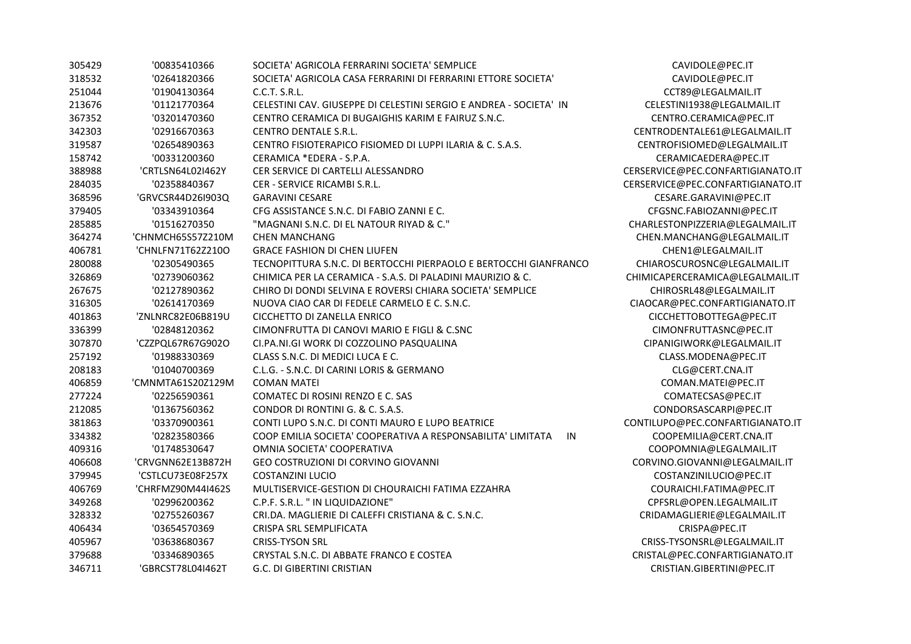| | | | |
|---|---|---|---|
| 305429 | '00835410366 | SOCIETA' AGRICOLA FERRARINI SOCIETA' SEMPLICE | CAVIDOLE@PEC.IT |
| 318532 | '02641820366 | SOCIETA' AGRICOLA CASA FERRARINI DI FERRARINI ETTORE SOCIETA' | CAVIDOLE@PEC.IT |
| 251044 | '01904130364 | C.C.T. S.R.L. | CCT89@LEGALMAIL.IT |
| 213676 | '01121770364 | CELESTINI CAV. GIUSEPPE DI CELESTINI SERGIO E ANDREA - SOCIETA' IN | CELESTINI1938@LEGALMAIL.IT |
| 367352 | '03201470360 | CENTRO CERAMICA DI BUGAIGHIS KARIM E FAIRUZ S.N.C. | CENTRO.CERAMICA@PEC.IT |
| 342303 | '02916670363 | CENTRO DENTALE S.R.L. | CENTRODENTALE61@LEGALMAIL.IT |
| 319587 | '02654890363 | CENTRO FISIOTERAPICO FISIOMED DI LUPPI ILARIA & C. S.A.S. | CENTROFISIOMED@LEGALMAIL.IT |
| 158742 | '00331200360 | CERAMICA *EDERA - S.P.A. | CERAMICAEDERA@PEC.IT |
| 388988 | 'CRTLSN64L02I462Y | CER SERVICE DI CARTELLI ALESSANDRO | CERSERVICE@PEC.CONFARTIGIANATO.IT |
| 284035 | '02358840367 | CER - SERVICE RICAMBI S.R.L. | CERSERVICE@PEC.CONFARTIGIANATO.IT |
| 368596 | 'GRVCSR44D26I903Q | GARAVINI CESARE | CESARE.GARAVINI@PEC.IT |
| 379405 | '03343910364 | CFG ASSISTANCE S.N.C. DI FABIO ZANNI E C. | CFGSNC.FABIOZANNI@PEC.IT |
| 285885 | '01516270350 | "MAGNANI S.N.C. DI EL NATOUR RIYAD & C." | CHARLESTONPIZZERIA@LEGALMAIL.IT |
| 364274 | 'CHNMCH65S57Z210M | CHEN MANCHANG | CHEN.MANCHANG@LEGALMAIL.IT |
| 406781 | 'CHNLFN71T62Z210O | GRACE FASHION DI CHEN LIUFEN | CHEN1@LEGALMAIL.IT |
| 280088 | '02305490365 | TECNOPITTURA S.N.C. DI BERTOCCHI PIERPAOLO E BERTOCCHI GIANFRANCO | CHIAROSCUROSNC@LEGALMAIL.IT |
| 326869 | '02739060362 | CHIMICA PER LA CERAMICA - S.A.S. DI PALADINI MAURIZIO & C. | CHIMICAPERCERAMICA@LEGALMAIL.IT |
| 267675 | '02127890362 | CHIRO DI DONDI SELVINA E ROVERSI CHIARA SOCIETA' SEMPLICE | CHIROSRL48@LEGALMAIL.IT |
| 316305 | '02614170369 | NUOVA CIAO CAR DI FEDELE CARMELO E C. S.N.C. | CIAOCAR@PEC.CONFARTIGIANATO.IT |
| 401863 | 'ZNLNRC82E06B819U | CICCHETTO DI ZANELLA ENRICO | CICCHETTOBOTTEGA@PEC.IT |
| 336399 | '02848120362 | CIMONFRUTTA DI CANOVI MARIO E FIGLI & C.SNC | CIMONFRUTTASNC@PEC.IT |
| 307870 | 'CZZPQL67R67G902O | CI.PA.NI.GI WORK DI COZZOLINO PASQUALINA | CIPANIGIWORK@LEGALMAIL.IT |
| 257192 | '01988330369 | CLASS S.N.C. DI MEDICI LUCA E C. | CLASS.MODENA@PEC.IT |
| 208183 | '01040700369 | C.L.G. - S.N.C. DI CARINI LORIS & GERMANO | CLG@CERT.CNA.IT |
| 406859 | 'CMNMTA61S20Z129M | COMAN MATEI | COMAN.MATEI@PEC.IT |
| 277224 | '02256590361 | COMATEC DI ROSINI RENZO E C. SAS | COMATECSAS@PEC.IT |
| 212085 | '01367560362 | CONDOR DI RONTINI G. & C. S.A.S. | CONDORSASCARPI@PEC.IT |
| 381863 | '03370900361 | CONTI LUPO S.N.C. DI CONTI MAURO E LUPO BEATRICE | CONTILUPO@PEC.CONFARTIGIANATO.IT |
| 334382 | '02823580366 | COOP EMILIA SOCIETA' COOPERATIVA A RESPONSABILITA' LIMITATA IN | COOPEMILIA@CERT.CNA.IT |
| 409316 | '01748530647 | OMNIA SOCIETA' COOPERATIVA | COOPOMNIA@LEGALMAIL.IT |
| 406608 | 'CRVGNN62E13B872H | GEO COSTRUZIONI DI CORVINO GIOVANNI | CORVINO.GIOVANNI@LEGALMAIL.IT |
| 379945 | 'CSTLCU73E08F257X | COSTANZINI LUCIO | COSTANZINILUCIO@PEC.IT |
| 406769 | 'CHRFMZ90M44I462S | MULTISERVICE-GESTION DI CHOURAICHI FATIMA EZZAHRA | COURAICHI.FATIMA@PEC.IT |
| 349268 | '02996200362 | C.P.F. S.R.L. " IN LIQUIDAZIONE" | CPFSRL@OPEN.LEGALMAIL.IT |
| 328332 | '02755260367 | CRI.DA. MAGLIERIE DI CALEFFI CRISTIANA & C. S.N.C. | CRIDAMAGLIERIE@LEGALMAIL.IT |
| 406434 | '03654570369 | CRISPA SRL SEMPLIFICATA | CRISPA@PEC.IT |
| 405967 | '03638680367 | CRISS-TYSON SRL | CRISS-TYSONSRL@LEGALMAIL.IT |
| 379688 | '03346890365 | CRYSTAL S.N.C. DI ABBATE FRANCO E COSTEA | CRISTAL@PEC.CONFARTIGIANATO.IT |
| 346711 | 'GBRCST78L04I462T | G.C. DI GIBERTINI CRISTIAN | CRISTIAN.GIBERTINI@PEC.IT |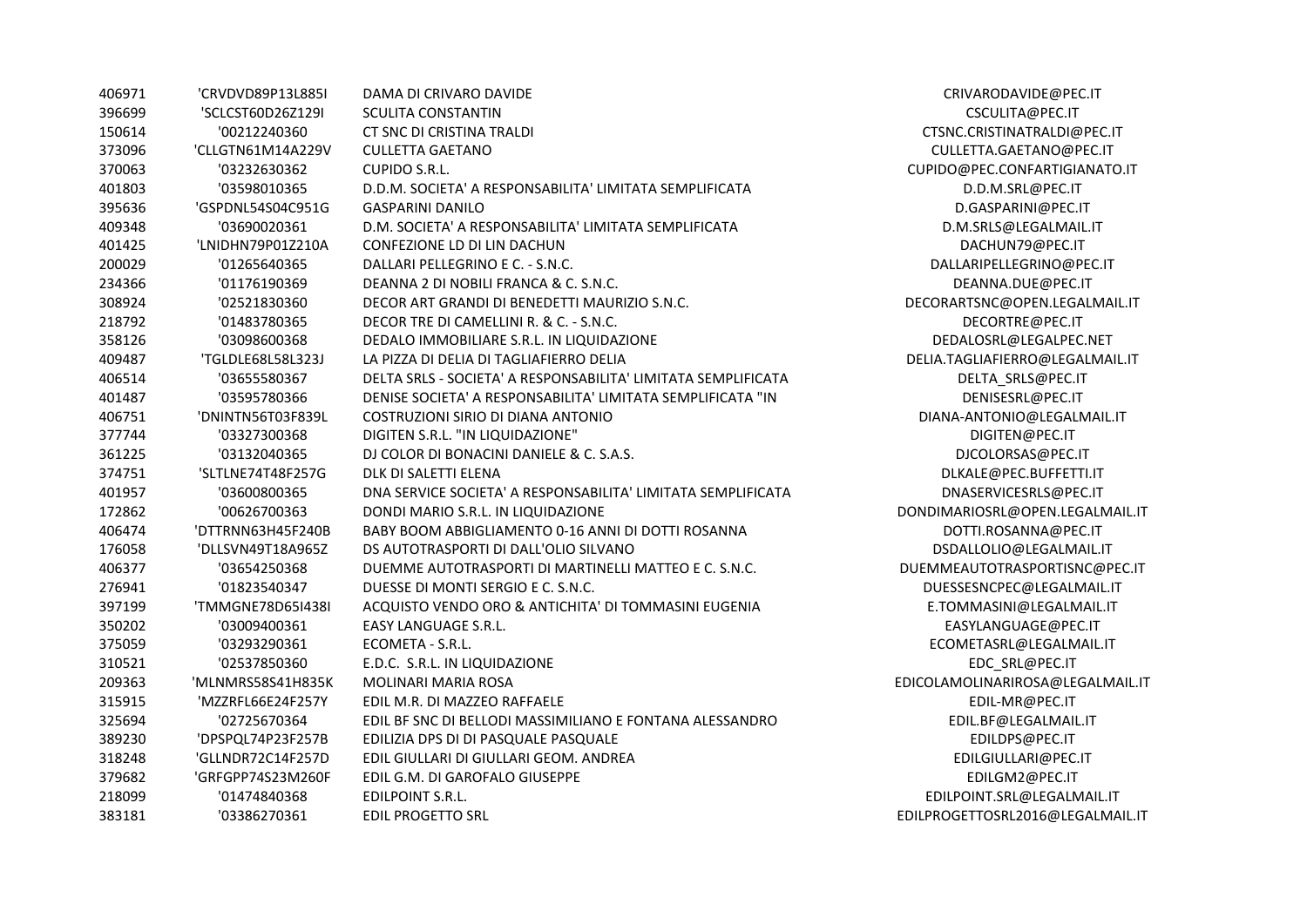| | | | |
|---|---|---|---|
| 406971 | 'CRVDVD89P13L885I | DAMA DI CRIVARO DAVIDE | CRIVARODAVIDE@PEC.IT |
| 396699 | 'SCLCST60D26Z129I | SCULITA CONSTANTIN | CSCULITA@PEC.IT |
| 150614 | '00212240360 | CT SNC DI CRISTINA TRALDI | CTSNC.CRISTINATRALDI@PEC.IT |
| 373096 | 'CLLGTN61M14A229V | CULLETTA GAETANO | CULLETTA.GAETANO@PEC.IT |
| 370063 | '03232630362 | CUPIDO S.R.L. | CUPIDO@PEC.CONFARTIGIANATO.IT |
| 401803 | '03598010365 | D.D.M. SOCIETA' A RESPONSABILITA' LIMITATA SEMPLIFICATA | D.D.M.SRL@PEC.IT |
| 395636 | 'GSPDNL54S04C951G | GASPARINI DANILO | D.GASPARINI@PEC.IT |
| 409348 | '03690020361 | D.M. SOCIETA' A RESPONSABILITA' LIMITATA SEMPLIFICATA | D.M.SRLS@LEGALMAIL.IT |
| 401425 | 'LNIDHN79P01Z210A | CONFEZIONE LD DI LIN DACHUN | DACHUN79@PEC.IT |
| 200029 | '01265640365 | DALLARI PELLEGRINO E C. - S.N.C. | DALLARIPELLEGRINO@PEC.IT |
| 234366 | '01176190369 | DEANNA 2 DI NOBILI FRANCA & C. S.N.C. | DEANNA.DUE@PEC.IT |
| 308924 | '02521830360 | DECOR ART GRANDI DI BENEDETTI MAURIZIO S.N.C. | DECORARTSNC@OPEN.LEGALMAIL.IT |
| 218792 | '01483780365 | DECOR TRE DI CAMELLINI R. & C. - S.N.C. | DECORTRE@PEC.IT |
| 358126 | '03098600368 | DEDALO IMMOBILIARE S.R.L. IN LIQUIDAZIONE | DEDALOSRL@LEGALPEC.NET |
| 409487 | 'TGLDLE68L58L323J | LA PIZZA DI DELIA DI TAGLIAFIERRO DELIA | DELIA.TAGLIAFIERRO@LEGALMAIL.IT |
| 406514 | '03655580367 | DELTA SRLS - SOCIETA' A RESPONSABILITA' LIMITATA SEMPLIFICATA | DELTA_SRLS@PEC.IT |
| 401487 | '03595780366 | DENISE SOCIETA' A RESPONSABILITA' LIMITATA SEMPLIFICATA "IN | DENISESRL@PEC.IT |
| 406751 | 'DNINTN56T03F839L | COSTRUZIONI SIRIO DI DIANA ANTONIO | DIANA-ANTONIO@LEGALMAIL.IT |
| 377744 | '03327300368 | DIGITEN S.R.L. "IN LIQUIDAZIONE" | DIGITEN@PEC.IT |
| 361225 | '03132040365 | DJ COLOR DI BONACINI DANIELE & C. S.A.S. | DJCOLORSAS@PEC.IT |
| 374751 | 'SLTLNE74T48F257G | DLK DI SALETTI ELENA | DLKALE@PEC.BUFFETTI.IT |
| 401957 | '03600800365 | DNA SERVICE SOCIETA' A RESPONSABILITA' LIMITATA SEMPLIFICATA | DNASERVICESRLS@PEC.IT |
| 172862 | '00626700363 | DONDI MARIO S.R.L. IN LIQUIDAZIONE | DONDIMARIOSRL@OPEN.LEGALMAIL.IT |
| 406474 | 'DTTRNN63H45F240B | BABY BOOM ABBIGLIAMENTO 0-16 ANNI DI DOTTI ROSANNA | DOTTI.ROSANNA@PEC.IT |
| 176058 | 'DLLSVN49T18A965Z | DS AUTOTRASPORTI DI DALL'OLIO SILVANO | DSDALLOLIO@LEGALMAIL.IT |
| 406377 | '03654250368 | DUEMME AUTOTRASPORTI DI MARTINELLI MATTEO E C. S.N.C. | DUEMMEAUTOTRASPORTISNC@PEC.IT |
| 276941 | '01823540347 | DUESSE DI MONTI SERGIO E C. S.N.C. | DUESSESNCPEC@LEGALMAIL.IT |
| 397199 | 'TMMGNE78D65I438I | ACQUISTO VENDO ORO & ANTICHITA' DI TOMMASINI EUGENIA | E.TOMMASINI@LEGALMAIL.IT |
| 350202 | '03009400361 | EASY LANGUAGE S.R.L. | EASYLANGUAGE@PEC.IT |
| 375059 | '03293290361 | ECOMETA - S.R.L. | ECOMETASRL@LEGALMAIL.IT |
| 310521 | '02537850360 | E.D.C. S.R.L. IN LIQUIDAZIONE | EDC_SRL@PEC.IT |
| 209363 | 'MLNMRS58S41H835K | MOLINARI MARIA ROSA | EDICOLAMOLINARIROSA@LEGALMAIL.IT |
| 315915 | 'MZZRFL66E24F257Y | EDIL M.R. DI MAZZEO RAFFAELE | EDIL-MR@PEC.IT |
| 325694 | '02725670364 | EDIL BF SNC DI BELLODI MASSIMILIANO E FONTANA ALESSANDRO | EDIL.BF@LEGALMAIL.IT |
| 389230 | 'DPSPQL74P23F257B | EDILIZIA DPS DI DI PASQUALE PASQUALE | EDILDPS@PEC.IT |
| 318248 | 'GLLNDR72C14F257D | EDIL GIULLARI DI GIULLARI GEOM. ANDREA | EDILGIULLARI@PEC.IT |
| 379682 | 'GRFGPP74S23M260F | EDIL G.M. DI GAROFALO GIUSEPPE | EDILGM2@PEC.IT |
| 218099 | '01474840368 | EDILPOINT S.R.L. | EDILPOINT.SRL@LEGALMAIL.IT |
| 383181 | '03386270361 | EDIL PROGETTO SRL | EDILPROGETTOSRL2016@LEGALMAIL.IT |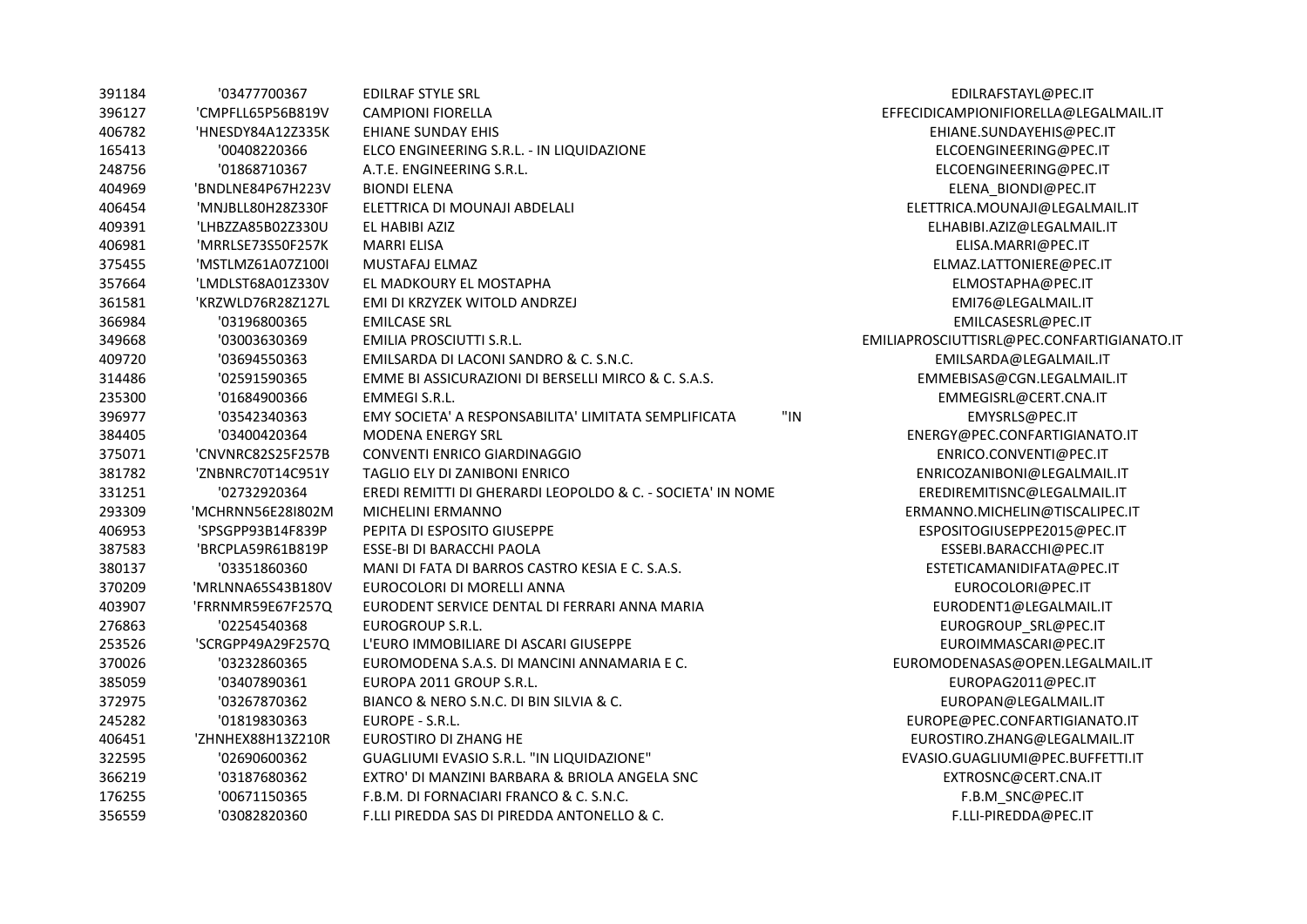| | | | | |
|---|---|---|---|---|
| 391184 | '03477700367 | EDILRAF STYLE SRL | | EDILRAFSTAYL@PEC.IT |
| 396127 | 'CMPFLL65P56B819V | CAMPIONI FIORELLA | | EFFECIDICAMPIONIFIORELLA@LEGALMAIL.IT |
| 406782 | 'HNESDY84A12Z335K | EHIANE SUNDAY EHIS | | EHIANE.SUNDAYEHIS@PEC.IT |
| 165413 | '00408220366 | ELCO ENGINEERING S.R.L. - IN LIQUIDAZIONE | | ELCOENGINEERING@PEC.IT |
| 248756 | '01868710367 | A.T.E. ENGINEERING S.R.L. | | ELCOENGINEERING@PEC.IT |
| 404969 | 'BNDLNE84P67H223V | BIONDI ELENA | | ELENA_BIONDI@PEC.IT |
| 406454 | 'MNJBLL80H28Z330F | ELETTRICA DI MOUNAJI ABDELALI | | ELETTRICA.MOUNAJI@LEGALMAIL.IT |
| 409391 | 'LHBZZA85B02Z330U | EL HABIBI AZIZ | | ELHABIBI.AZIZ@LEGALMAIL.IT |
| 406981 | 'MRRLSE73S50F257K | MARRI ELISA | | ELISA.MARRI@PEC.IT |
| 375455 | 'MSTLMZ61A07Z100I | MUSTAFAJ ELMAZ | | ELMAZ.LATTONIERE@PEC.IT |
| 357664 | 'LMDLST68A01Z330V | EL MADKOURY EL MOSTAPHA | | ELMOSTAPHA@PEC.IT |
| 361581 | 'KRZWLD76R28Z127L | EMI DI KRZYZEK WITOLD ANDRZEJ | | EMI76@LEGALMAIL.IT |
| 366984 | '03196800365 | EMILCASE SRL | | EMILCASESRL@PEC.IT |
| 349668 | '03003630369 | EMILIA PROSCIUTTI S.R.L. | | EMILIAPROSCIUTTISRL@PEC.CONFARTIGIANATO.IT |
| 409720 | '03694550363 | EMILSARDA DI LACONI SANDRO & C. S.N.C. | | EMILSARDA@LEGALMAIL.IT |
| 314486 | '02591590365 | EMME BI ASSICURAZIONI DI BERSELLI MIRCO & C. S.A.S. | | EMMEBISAS@CGN.LEGALMAIL.IT |
| 235300 | '01684900366 | EMMEGI S.R.L. | | EMMEGISRL@CERT.CNA.IT |
| 396977 | '03542340363 | EMY SOCIETA' A RESPONSABILITA' LIMITATA SEMPLIFICATA | "IN | EMYSRLS@PEC.IT |
| 384405 | '03400420364 | MODENA ENERGY SRL | | ENERGY@PEC.CONFARTIGIANATO.IT |
| 375071 | 'CNVNRC82S25F257B | CONVENTI ENRICO GIARDINAGGIO | | ENRICO.CONVENTI@PEC.IT |
| 381782 | 'ZNBNRC70T14C951Y | TAGLIO ELY DI ZANIBONI ENRICO | | ENRICOZANIBONI@LEGALMAIL.IT |
| 331251 | '02732920364 | EREDI REMITTI DI GHERARDI LEOPOLDO & C. - SOCIETA' IN NOME | | EREDIREMITISNC@LEGALMAIL.IT |
| 293309 | 'MCHRNN56E28I802M | MICHELINI ERMANNO | | ERMANNO.MICHELIN@TISCALIPEC.IT |
| 406953 | 'SPSGPP93B14F839P | PEPITA DI ESPOSITO GIUSEPPE | | ESPOSITOGIUSEPPE2015@PEC.IT |
| 387583 | 'BRCPLA59R61B819P | ESSE-BI DI BARACCHI PAOLA | | ESSEBI.BARACCHI@PEC.IT |
| 380137 | '03351860360 | MANI DI FATA DI BARROS CASTRO KESIA E C. S.A.S. | | ESTETICAMANIDIFATA@PEC.IT |
| 370209 | 'MRLNNA65S43B180V | EUROCOLORI DI MORELLI ANNA | | EUROCOLORI@PEC.IT |
| 403907 | 'FRRNMR59E67F257Q | EURODENT SERVICE DENTAL DI FERRARI ANNA MARIA | | EURODENT1@LEGALMAIL.IT |
| 276863 | '02254540368 | EUROGROUP S.R.L. | | EUROGROUP_SRL@PEC.IT |
| 253526 | 'SCRGPP49A29F257Q | L'EURO IMMOBILIARE DI ASCARI GIUSEPPE | | EUROIMMASCARI@PEC.IT |
| 370026 | '03232860365 | EUROMODENA S.A.S. DI MANCINI ANNAMARIA E C. | | EUROMODENASAS@OPEN.LEGALMAIL.IT |
| 385059 | '03407890361 | EUROPA 2011 GROUP S.R.L. | | EUROPAG2011@PEC.IT |
| 372975 | '03267870362 | BIANCO & NERO S.N.C. DI BIN SILVIA & C. | | EUROPAN@LEGALMAIL.IT |
| 245282 | '01819830363 | EUROPE - S.R.L. | | EUROPE@PEC.CONFARTIGIANATO.IT |
| 406451 | 'ZHNHEX88H13Z210R | EUROSTIRO DI ZHANG HE | | EUROSTIRO.ZHANG@LEGALMAIL.IT |
| 322595 | '02690600362 | GUAGLIUMI EVASIO S.R.L. "IN LIQUIDAZIONE" | | EVASIO.GUAGLIUMI@PEC.BUFFETTI.IT |
| 366219 | '03187680362 | EXTRO' DI MANZINI BARBARA & BRIOLA ANGELA SNC | | EXTROSNC@CERT.CNA.IT |
| 176255 | '00671150365 | F.B.M. DI FORNACIARI FRANCO & C. S.N.C. | | F.B.M_SNC@PEC.IT |
| 356559 | '03082820360 | F.LLI PIREDDA SAS DI PIREDDA ANTONELLO & C. | | F.LLI-PIREDDA@PEC.IT |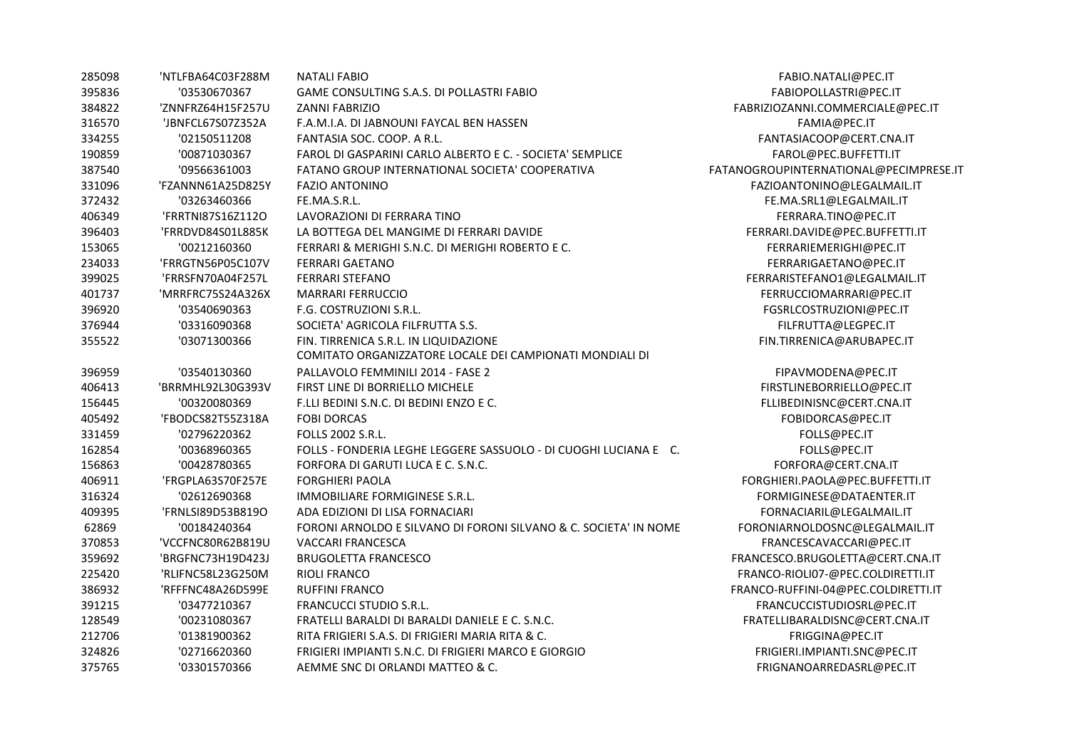| | | | |
|---|---|---|---|
| 285098 | 'NTLFBA64C03F288M | NATALI FABIO | FABIO.NATALI@PEC.IT |
| 395836 | '03530670367 | GAME CONSULTING S.A.S. DI POLLASTRI FABIO | FABIOPOLLASTRI@PEC.IT |
| 384822 | 'ZNNFRZ64H15F257U | ZANNI FABRIZIO | FABRIZIOZANNI.COMMERCIALE@PEC.IT |
| 316570 | 'JBNFCL67S07Z352A | F.A.M.I.A. DI JABNOUNI FAYCAL BEN HASSEN | FAMIA@PEC.IT |
| 334255 | '02150511208 | FANTASIA SOC. COOP. A R.L. | FANTASIACOOP@CERT.CNA.IT |
| 190859 | '00871030367 | FAROL DI GASPARINI CARLO ALBERTO E C. - SOCIETA' SEMPLICE | FAROL@PEC.BUFFETTI.IT |
| 387540 | '09566361003 | FATANO GROUP INTERNATIONAL SOCIETA' COOPERATIVA | FATANOGROUPINTERNATIONAL@PECIMPRESE.IT |
| 331096 | 'FZANNN61A25D825Y | FAZIO ANTONINO | FAZIOANTONINO@LEGALMAIL.IT |
| 372432 | '03263460366 | FE.MA.S.R.L. | FE.MA.SRL1@LEGALMAIL.IT |
| 406349 | 'FRRTNI87S16Z112O | LAVORAZIONI DI FERRARA TINO | FERRARA.TINO@PEC.IT |
| 396403 | 'FRRDVD84S01L885K | LA BOTTEGA DEL MANGIME DI FERRARI DAVIDE | FERRARI.DAVIDE@PEC.BUFFETTI.IT |
| 153065 | '00212160360 | FERRARI & MERIGHI S.N.C. DI MERIGHI ROBERTO E C. | FERRARIEMERIGHI@PEC.IT |
| 234033 | 'FRRGTN56P05C107V | FERRARI GAETANO | FERRARIGAETANO@PEC.IT |
| 399025 | 'FRRSFN70A04F257L | FERRARI STEFANO | FERRARISTEFANO1@LEGALMAIL.IT |
| 401737 | 'MRRFRC75S24A326X | MARRARI FERRUCCIO | FERRUCCIOMARRARI@PEC.IT |
| 396920 | '03540690363 | F.G. COSTRUZIONI S.R.L. | FGSRLCOSTRUZIONI@PEC.IT |
| 376944 | '03316090368 | SOCIETA' AGRICOLA FILFRUTTA S.S. | FILFRUTTA@LEGPEC.IT |
| 355522 | '03071300366 | FIN. TIRRENICA S.R.L. IN LIQUIDAZIONE | FIN.TIRRENICA@ARUBAPEC.IT |
| 396959 | '03540130360 | COMITATO ORGANIZZATORE LOCALE DEI CAMPIONATI MONDIALI DI PALLAVOLO FEMMINILI 2014 - FASE 2 | FIPAVMODENA@PEC.IT |
| 406413 | 'BRRMHL92L30G393V | FIRST LINE DI BORRIELLO MICHELE | FIRSTLINEBORRIELLO@PEC.IT |
| 156445 | '00320080369 | F.LLI BEDINI S.N.C. DI BEDINI ENZO E C. | FLLIBEDINISNC@CERT.CNA.IT |
| 405492 | 'FBODCS82T55Z318A | FOBI DORCAS | FOBIDORCAS@PEC.IT |
| 331459 | '02796220362 | FOLLS 2002 S.R.L. | FOLLS@PEC.IT |
| 162854 | '00368960365 | FOLLS - FONDERIA LEGHE LEGGERE SASSUOLO - DI CUOGHI LUCIANA E C. | FOLLS@PEC.IT |
| 156863 | '00428780365 | FORFORA DI GARUTI LUCA E C. S.N.C. | FORFORA@CERT.CNA.IT |
| 406911 | 'FRGPLA63S70F257E | FORGHIERI PAOLA | FORGHIERI.PAOLA@PEC.BUFFETTI.IT |
| 316324 | '02612690368 | IMMOBILIARE FORMIGINESE S.R.L. | FORMIGINESE@DATAENTER.IT |
| 409395 | 'FRNLSI89D53B819O | ADA EDIZIONI DI LISA FORNACIARI | FORNACIARIL@LEGALMAIL.IT |
| 62869 | '00184240364 | FORONI ARNOLDO E SILVANO DI FORONI SILVANO & C. SOCIETA' IN NOME | FORONIARNOLDOSNC@LEGALMAIL.IT |
| 370853 | 'VCCFNC80R62B819U | VACCARI FRANCESCA | FRANCESCAVACCARI@PEC.IT |
| 359692 | 'BRGFNC73H19D423J | BRUGOLETTA FRANCESCO | FRANCESCO.BRUGOLETTA@CERT.CNA.IT |
| 225420 | 'RLIFNC58L23G250M | RIOLI FRANCO | FRANCO-RIOLI07-@PEC.COLDIRETTI.IT |
| 386932 | 'RFFFNC48A26D599E | RUFFINI FRANCO | FRANCO-RUFFINI-04@PEC.COLDIRETTI.IT |
| 391215 | '03477210367 | FRANCUCCI STUDIO S.R.L. | FRANCUCCISTUDIOSRL@PEC.IT |
| 128549 | '00231080367 | FRATELLI BARALDI DI BARALDI DANIELE E C. S.N.C. | FRATELLIBARALDISNC@CERT.CNA.IT |
| 212706 | '01381900362 | RITA FRIGIERI S.A.S. DI FRIGIERI MARIA RITA & C. | FRIGGINA@PEC.IT |
| 324826 | '02716620360 | FRIGIERI IMPIANTI S.N.C. DI FRIGIERI MARCO E GIORGIO | FRIGIERI.IMPIANTI.SNC@PEC.IT |
| 375765 | '03301570366 | AEMME SNC DI ORLANDI MATTEO & C. | FRIGNANOARREDASRL@PEC.IT |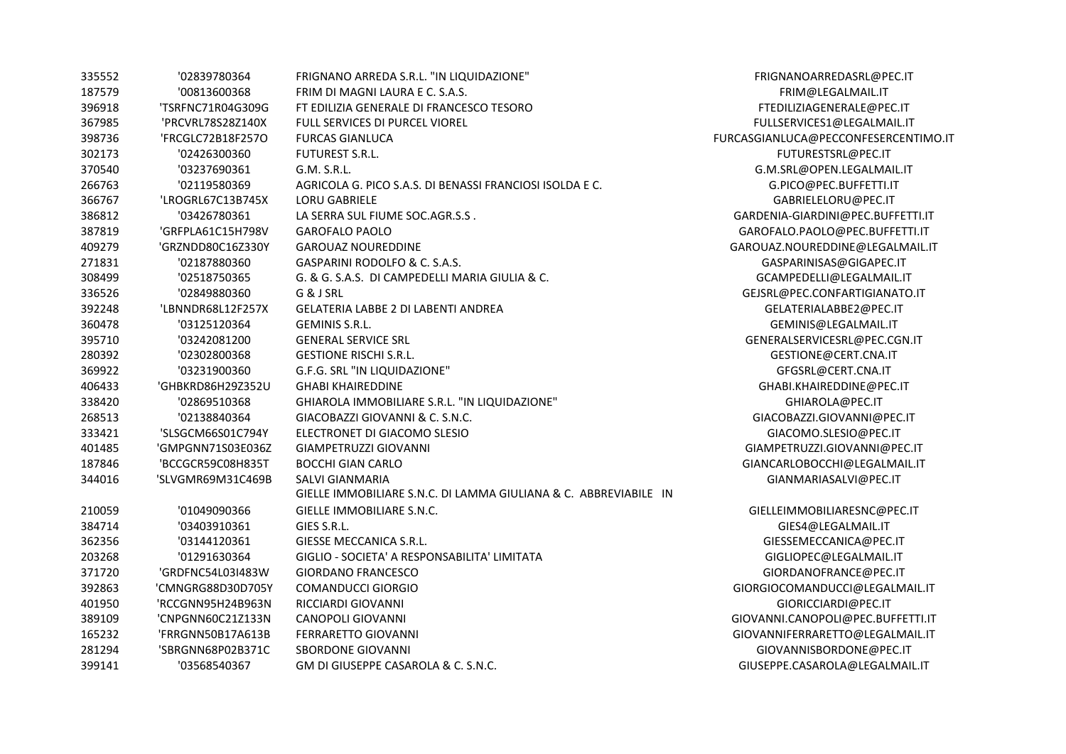| | | | |
|---|---|---|---|
| 335552 | '02839780364 | FRIGNANO ARREDA S.R.L. "IN LIQUIDAZIONE" | FRIGNANOARREDASRL@PEC.IT |
| 187579 | '00813600368 | FRIM DI MAGNI LAURA E C. S.A.S. | FRIM@LEGALMAIL.IT |
| 396918 | 'TSRFNC71R04G309G | FT EDILIZIA GENERALE DI FRANCESCO TESORO | FTEDILIZIAGENERALE@PEC.IT |
| 367985 | 'PRCVRL78S28Z140X | FULL SERVICES DI PURCEL VIOREL | FULLSERVICES1@LEGALMAIL.IT |
| 398736 | 'FRCGLC72B18F257O | FURCAS GIANLUCA | FURCASGIANLUCA@PECCONFESERCENTIMO.IT |
| 302173 | '02426300360 | FUTUREST S.R.L. | FUTURESTSRL@PEC.IT |
| 370540 | '03237690361 | G.M. S.R.L. | G.M.SRL@OPEN.LEGALMAIL.IT |
| 266763 | '02119580369 | AGRICOLA G. PICO S.A.S. DI BENASSI FRANCIOSI ISOLDA E C. | G.PICO@PEC.BUFFETTI.IT |
| 366767 | 'LROGRL67C13B745X | LORU GABRIELE | GABRIELELORU@PEC.IT |
| 386812 | '03426780361 | LA SERRA SUL FIUME SOC.AGR.S.S . | GARDENIA-GIARDINI@PEC.BUFFETTI.IT |
| 387819 | 'GRFPLA61C15H798V | GAROFALO PAOLO | GAROFALO.PAOLO@PEC.BUFFETTI.IT |
| 409279 | 'GRZNDD80C16Z330Y | GAROUAZ NOUREDDINE | GAROUAZ.NOUREDDINE@LEGALMAIL.IT |
| 271831 | '02187880360 | GASPARINI RODOLFO & C. S.A.S. | GASPARINISAS@GIGAPEC.IT |
| 308499 | '02518750365 | G. & G. S.A.S. DI CAMPEDELLI MARIA GIULIA & C. | GCAMPEDELLI@LEGALMAIL.IT |
| 336526 | '02849880360 | G & J SRL | GEJSRL@PEC.CONFARTIGIANATO.IT |
| 392248 | 'LBNNDR68L12F257X | GELATERIA LABBE 2 DI LABENTI ANDREA | GELATERIALABBE2@PEC.IT |
| 360478 | '03125120364 | GEMINIS S.R.L. | GEMINIS@LEGALMAIL.IT |
| 395710 | '03242081200 | GENERAL SERVICE SRL | GENERALSERVICESRL@PEC.CGN.IT |
| 280392 | '02302800368 | GESTIONE RISCHI S.R.L. | GESTIONE@CERT.CNA.IT |
| 369922 | '03231900360 | G.F.G. SRL "IN LIQUIDAZIONE" | GFGSRL@CERT.CNA.IT |
| 406433 | 'GHBKRD86H29Z352U | GHABI KHAIREDDINE | GHABI.KHAIREDDINE@PEC.IT |
| 338420 | '02869510368 | GHIAROLA IMMOBILIARE S.R.L. "IN LIQUIDAZIONE" | GHIAROLA@PEC.IT |
| 268513 | '02138840364 | GIACOBAZZI GIOVANNI & C. S.N.C. | GIACOBAZZI.GIOVANNI@PEC.IT |
| 333421 | 'SLSGCM66S01C794Y | ELECTRONET DI GIACOMO SLESIO | GIACOMO.SLESIO@PEC.IT |
| 401485 | 'GMPGNN71S03E036Z | GIAMPETRUZZI GIOVANNI | GIAMPETRUZZI.GIOVANNI@PEC.IT |
| 187846 | 'BCCGCR59C08H835T | BOCCHI GIAN CARLO | GIANCARLOBOCCHI@LEGALMAIL.IT |
| 344016 | 'SLVGMR69M31C469B | SALVI GIANMARIA | GIANMARIASALVI@PEC.IT |
| 210059 | '01049090366 | GIELLE IMMOBILIARE S.N.C. DI LAMMA GIULIANA & C. ABBREVIABILE IN GIELLE IMMOBILIARE S.N.C. | GIELLEIMMOBILIARESNC@PEC.IT |
| 384714 | '03403910361 | GIES S.R.L. | GIES4@LEGALMAIL.IT |
| 362356 | '03144120361 | GIESSE MECCANICA S.R.L. | GIESSEMECCANICA@PEC.IT |
| 203268 | '01291630364 | GIGLIO - SOCIETA' A RESPONSABILITA' LIMITATA | GIGLIOPEC@LEGALMAIL.IT |
| 371720 | 'GRDFNC54L03I483W | GIORDANO FRANCESCO | GIORDANOFRANCE@PEC.IT |
| 392863 | 'CMNGRG88D30D705Y | COMANDUCCI GIORGIO | GIORGIOCOMANDUCCI@LEGALMAIL.IT |
| 401950 | 'RCCGNN95H24B963N | RICCIARDI GIOVANNI | GIORICCIARDI@PEC.IT |
| 389109 | 'CNPGNN60C21Z133N | CANOPOLI GIOVANNI | GIOVANNI.CANOPOLI@PEC.BUFFETTI.IT |
| 165232 | 'FRRGNN50B17A613B | FERRARETTO GIOVANNI | GIOVANNIFERRARETTO@LEGALMAIL.IT |
| 281294 | 'SBRGNN68P02B371C | SBORDONE GIOVANNI | GIOVANNISBORDONE@PEC.IT |
| 399141 | '03568540367 | GM DI GIUSEPPE CASAROLA & C. S.N.C. | GIUSEPPE.CASAROLA@LEGALMAIL.IT |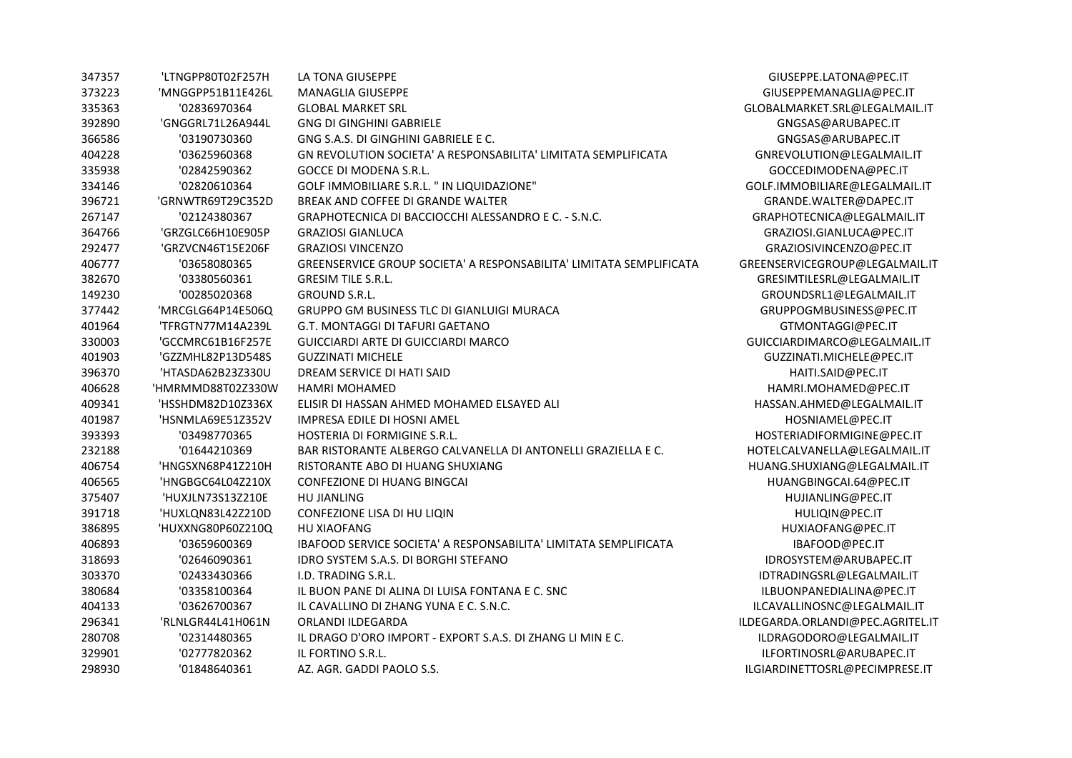| | | | |
|---|---|---|---|
| 347357 | 'LTNGPP80T02F257H | LA TONA GIUSEPPE | GIUSEPPE.LATONA@PEC.IT |
| 373223 | 'MNGGPP51B11E426L | MANAGLIA GIUSEPPE | GIUSEPPEMANAGLIA@PEC.IT |
| 335363 | '02836970364 | GLOBAL MARKET SRL | GLOBALMARKET.SRL@LEGALMAIL.IT |
| 392890 | 'GNGGRL71L26A944L | GNG DI GINGHINI GABRIELE | GNGSAS@ARUBAPEC.IT |
| 366586 | '03190730360 | GNG S.A.S. DI GINGHINI GABRIELE E C. | GNGSAS@ARUBAPEC.IT |
| 404228 | '03625960368 | GN REVOLUTION SOCIETA' A RESPONSABILITA' LIMITATA SEMPLIFICATA | GNREVOLUTION@LEGALMAIL.IT |
| 335938 | '02842590362 | GOCCE DI MODENA S.R.L. | GOCCEDIMODENA@PEC.IT |
| 334146 | '02820610364 | GOLF IMMOBILIARE S.R.L. " IN LIQUIDAZIONE" | GOLF.IMMOBILIARE@LEGALMAIL.IT |
| 396721 | 'GRNWTR69T29C352D | BREAK AND COFFEE DI GRANDE WALTER | GRANDE.WALTER@DAPEC.IT |
| 267147 | '02124380367 | GRAPHOTECNICA DI BACCIOCCHI ALESSANDRO E C. - S.N.C. | GRAPHOTECNICA@LEGALMAIL.IT |
| 364766 | 'GRZGLC66H10E905P | GRAZIOSI GIANLUCA | GRAZIOSI.GIANLUCA@PEC.IT |
| 292477 | 'GRZVCN46T15E206F | GRAZIOSI VINCENZO | GRAZIOSIVINCENZO@PEC.IT |
| 406777 | '03658080365 | GREENSERVICE GROUP SOCIETA' A RESPONSABILITA' LIMITATA SEMPLIFICATA | GREENSERVICEGROUP@LEGALMAIL.IT |
| 382670 | '03380560361 | GRESIM TILE S.R.L. | GRESIMTILESRL@LEGALMAIL.IT |
| 149230 | '00285020368 | GROUND S.R.L. | GROUNDSRL1@LEGALMAIL.IT |
| 377442 | 'MRCGLG64P14E506Q | GRUPPO GM BUSINESS TLC DI GIANLUIGI MURACA | GRUPPOGMBUSINESS@PEC.IT |
| 401964 | 'TFRGTN77M14A239L | G.T. MONTAGGI DI TAFURI GAETANO | GTMONTAGGI@PEC.IT |
| 330003 | 'GCCMRC61B16F257E | GUICCIARDI ARTE DI GUICCIARDI MARCO | GUICCIARDIMARCO@LEGALMAIL.IT |
| 401903 | 'GZZMHL82P13D548S | GUZZINATI MICHELE | GUZZINATI.MICHELE@PEC.IT |
| 396370 | 'HTASDA62B23Z330U | DREAM SERVICE DI HATI SAID | HAITI.SAID@PEC.IT |
| 406628 | 'HMRMMD88T02Z330W | HAMRI MOHAMED | HAMRI.MOHAMED@PEC.IT |
| 409341 | 'HSSHDM82D10Z336X | ELISIR DI HASSAN AHMED MOHAMED ELSAYED ALI | HASSAN.AHMED@LEGALMAIL.IT |
| 401987 | 'HSNMLA69E51Z352V | IMPRESA EDILE DI HOSNI AMEL | HOSNIAMEL@PEC.IT |
| 393393 | '03498770365 | HOSTERIA DI FORMIGINE S.R.L. | HOSTERIADIFORMIGINE@PEC.IT |
| 232188 | '01644210369 | BAR RISTORANTE ALBERGO CALVANELLA DI ANTONELLI GRAZIELLA E C. | HOTELCALVANELLA@LEGALMAIL.IT |
| 406754 | 'HNGSXN68P41Z210H | RISTORANTE ABO DI HUANG SHUXIANG | HUANG.SHUXIANG@LEGALMAIL.IT |
| 406565 | 'HNGBGC64L04Z210X | CONFEZIONE DI HUANG BINGCAI | HUANGBINGCAI.64@PEC.IT |
| 375407 | 'HUXJLN73S13Z210E | HU JIANLING | HUJIANLING@PEC.IT |
| 391718 | 'HUXLQN83L42Z210D | CONFEZIONE LISA DI HU LIQIN | HULIQIN@PEC.IT |
| 386895 | 'HUXXNG80P60Z210Q | HU XIAOFANG | HUXIAOFANG@PEC.IT |
| 406893 | '03659600369 | IBAFOOD SERVICE SOCIETA' A RESPONSABILITA' LIMITATA SEMPLIFICATA | IBAFOOD@PEC.IT |
| 318693 | '02646090361 | IDRO SYSTEM S.A.S. DI BORGHI STEFANO | IDROSYSTEM@ARUBAPEC.IT |
| 303370 | '02433430366 | I.D. TRADING S.R.L. | IDTRADINGSRL@LEGALMAIL.IT |
| 380684 | '03358100364 | IL BUON PANE DI ALINA DI LUISA FONTANA E C. SNC | ILBUONPANEDIALINA@PEC.IT |
| 404133 | '03626700367 | IL CAVALLINO DI ZHANG YUNA E C. S.N.C. | ILCAVALLINOSNC@LEGALMAIL.IT |
| 296341 | 'RLNLGR44L41H061N | ORLANDI ILDEGARDA | ILDEGARDA.ORLANDI@PEC.AGRITEL.IT |
| 280708 | '02314480365 | IL DRAGO D'ORO IMPORT - EXPORT S.A.S. DI ZHANG LI MIN E C. | ILDRAGODORO@LEGALMAIL.IT |
| 329901 | '02777820362 | IL FORTINO S.R.L. | ILFORTINOSRL@ARUBAPEC.IT |
| 298930 | '01848640361 | AZ. AGR. GADDI PAOLO S.S. | ILGIARDINETTOSRL@PECIMPRESE.IT |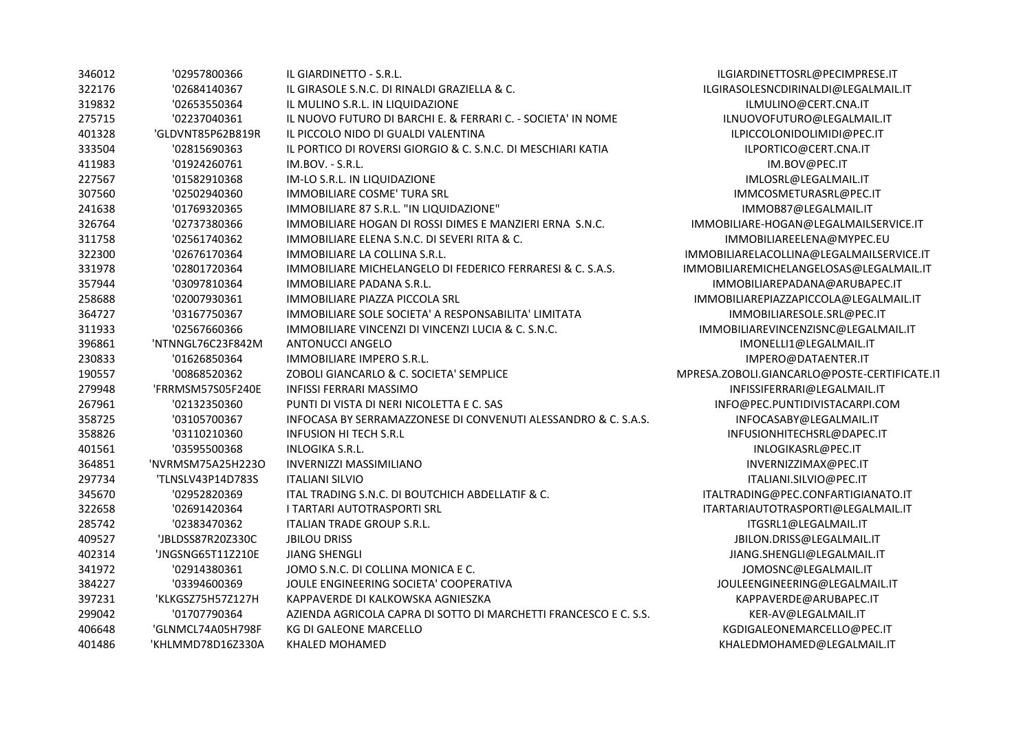| | | | |
|---|---|---|---|
| 346012 | '02957800366 | IL GIARDINETTO - S.R.L. | ILGIARDINETTOSRL@PECIMPRESE.IT |
| 322176 | '02684140367 | IL GIRASOLE S.N.C. DI RINALDI GRAZIELLA & C. | ILGIRASOLESNCDIRINALDI@LEGALMAIL.IT |
| 319832 | '02653550364 | IL MULINO S.R.L. IN LIQUIDAZIONE | ILMULINO@CERT.CNA.IT |
| 275715 | '02237040361 | IL NUOVO FUTURO DI BARCHI E. & FERRARI C. - SOCIETA' IN NOME | ILNUOVOFUTURO@LEGALMAIL.IT |
| 401328 | 'GLDVNT85P62B819R | IL PICCOLO NIDO DI GUALDI VALENTINA | ILPICCOLONIDOLIMIDI@PEC.IT |
| 333504 | '02815690363 | IL PORTICO DI ROVERSI GIORGIO & C. S.N.C. DI MESCHIARI KATIA | ILPORTICO@CERT.CNA.IT |
| 411983 | '01924260761 | IM.BOV. - S.R.L. | IM.BOV@PEC.IT |
| 227567 | '01582910368 | IM-LO S.R.L. IN LIQUIDAZIONE | IMLOSRL@LEGALMAIL.IT |
| 307560 | '02502940360 | IMMOBILIARE COSME' TURA SRL | IMMCOSMETURASRL@PEC.IT |
| 241638 | '01769320365 | IMMOBILIARE 87 S.R.L. "IN LIQUIDAZIONE" | IMMOB87@LEGALMAIL.IT |
| 326764 | '02737380366 | IMMOBILIARE HOGAN DI ROSSI DIMES E MANZIERI ERNA S.N.C. | IMMOBILIARE-HOGAN@LEGALMAILSERVICE.IT |
| 311758 | '02561740362 | IMMOBILIARE ELENA S.N.C. DI SEVERI RITA & C. | IMMOBILIAREELENA@MYPEC.EU |
| 322300 | '02676170364 | IMMOBILIARE LA COLLINA S.R.L. | IMMOBILIARELACOLLINA@LEGALMAILSERVICE.IT |
| 331978 | '02801720364 | IMMOBILIARE MICHELANGELO DI FEDERICO FERRARESI & C. S.A.S. | IMMOBILIAREMICHELANGELOSAS@LEGALMAIL.IT |
| 357944 | '03097810364 | IMMOBILIARE PADANA S.R.L. | IMMOBILIAREPADANA@ARUBAPEC.IT |
| 258688 | '02007930361 | IMMOBILIARE PIAZZA PICCOLA SRL | IMMOBILIAREPIAZZAPICCOLA@LEGALMAIL.IT |
| 364727 | '03167750367 | IMMOBILIARE SOLE SOCIETA' A RESPONSABILITA' LIMITATA | IMMOBILIARESOLE.SRL@PEC.IT |
| 311933 | '02567660366 | IMMOBILIARE VINCENZI DI VINCENZI LUCIA & C. S.N.C. | IMMOBILIAREVINCENZISNC@LEGALMAIL.IT |
| 396861 | 'NTNNGL76C23F842M | ANTONUCCI ANGELO | IMONELLI1@LEGALMAIL.IT |
| 230833 | '01626850364 | IMMOBILIARE IMPERO S.R.L. | IMPERO@DATAENTER.IT |
| 190557 | '00868520362 | ZOBOLI GIANCARLO & C. SOCIETA' SEMPLICE | MPRESA.ZOBOLI.GIANCARLO@POSTE-CERTIFICATE.IT |
| 279948 | 'FRRMSM57S05F240E | INFISSI FERRARI MASSIMO | INFISSIFERRARI@LEGALMAIL.IT |
| 267961 | '02132350360 | PUNTI DI VISTA DI NERI NICOLETTA E C. SAS | INFO@PEC.PUNTIDIVISTACARPI.COM |
| 358725 | '03105700367 | INFOCASA BY SERRAMAZZONESE DI CONVENUTI ALESSANDRO & C. S.A.S. | INFOCASABY@LEGALMAIL.IT |
| 358826 | '03110210360 | INFUSION HI TECH S.R.L | INFUSIONHITECHSRL@DAPEC.IT |
| 401561 | '03595500368 | INLOGIKA S.R.L. | INLOGIKASRL@PEC.IT |
| 364851 | 'NVRMSM75A25H223O | INVERNIZZI MASSIMILIANO | INVERNIZZIMAX@PEC.IT |
| 297734 | 'TLNSLV43P14D783S | ITALIANI SILVIO | ITALIANI.SILVIO@PEC.IT |
| 345670 | '02952820369 | ITAL TRADING S.N.C. DI BOUTCHICH ABDELLATIF & C. | ITALTRADING@PEC.CONFARTIGIANATO.IT |
| 322658 | '02691420364 | I TARTARI AUTOTRASPORTI SRL | ITARTARIAUTOTRASPORTI@LEGALMAIL.IT |
| 285742 | '02383470362 | ITALIAN TRADE GROUP S.R.L. | ITGSRL1@LEGALMAIL.IT |
| 409527 | 'JBLDSS87R20Z330C | JBILOU DRISS | JBILON.DRISS@LEGALMAIL.IT |
| 402314 | 'JNGSNG65T11Z210E | JIANG SHENGLI | JIANG.SHENGLI@LEGALMAIL.IT |
| 341972 | '02914380361 | JOMO S.N.C. DI COLLINA MONICA E C. | JOMOSNC@LEGALMAIL.IT |
| 384227 | '03394600369 | JOULE ENGINEERING SOCIETA' COOPERATIVA | JOULEENGINEERING@LEGALMAIL.IT |
| 397231 | 'KLKGSZ75H57Z127H | KAPPAVERDE DI KALKOWSKA AGNIESZKA | KAPPAVERDE@ARUBAPEC.IT |
| 299042 | '01707790364 | AZIENDA AGRICOLA CAPRA DI SOTTO DI MARCHETTI FRANCESCO E C. S.S. | KER-AV@LEGALMAIL.IT |
| 406648 | 'GLNMCL74A05H798F | KG DI GALEONE MARCELLO | KGDIGALEONEMARCELLO@PEC.IT |
| 401486 | 'KHLMMD78D16Z330A | KHALED MOHAMED | KHALEDMOHAMED@LEGALMAIL.IT |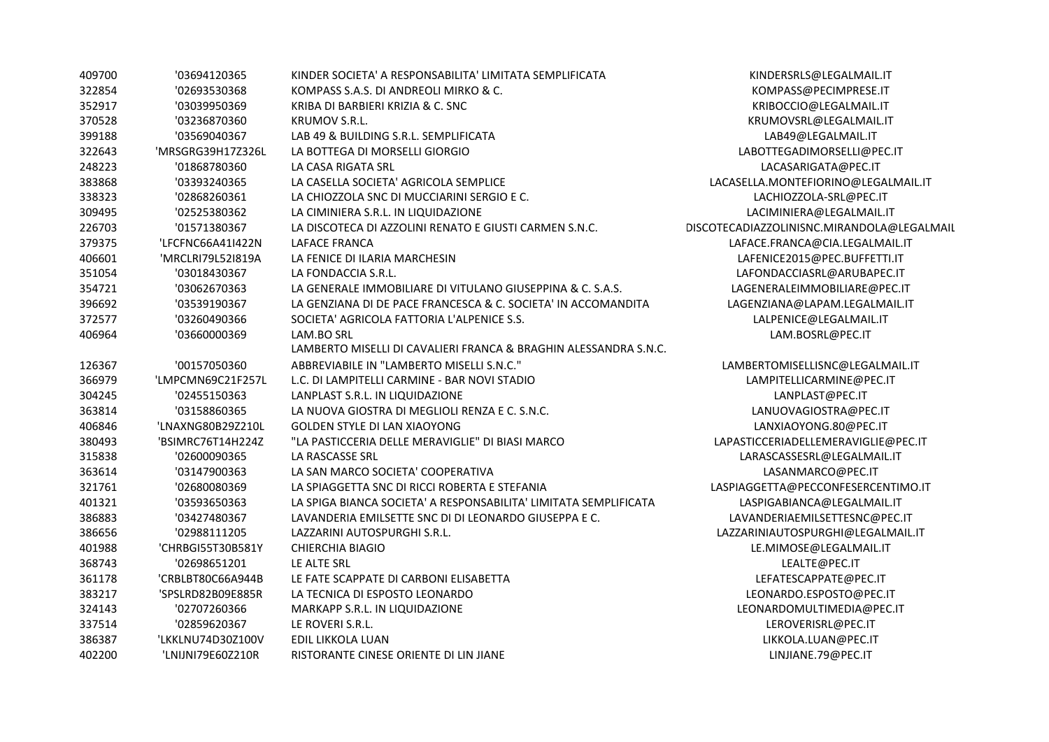| | | | |
|---|---|---|---|
| 409700 | '03694120365 | KINDER SOCIETA' A RESPONSABILITA' LIMITATA SEMPLIFICATA | KINDERSRLS@LEGALMAIL.IT |
| 322854 | '02693530368 | KOMPASS S.A.S. DI ANDREOLI MIRKO & C. | KOMPASS@PECIMPRESE.IT |
| 352917 | '03039950369 | KRIBA DI BARBIERI KRIZIA & C. SNC | KRIBOCCIO@LEGALMAIL.IT |
| 370528 | '03236870360 | KRUMOV S.R.L. | KRUMOVSRL@LEGALMAIL.IT |
| 399188 | '03569040367 | LAB 49 & BUILDING S.R.L. SEMPLIFICATA | LAB49@LEGALMAIL.IT |
| 322643 | 'MRSGRG39H17Z326L | LA BOTTEGA DI MORSELLI GIORGIO | LABOTTEGADIMORSELLI@PEC.IT |
| 248223 | '01868780360 | LA CASA RIGATA SRL | LACASARIGATA@PEC.IT |
| 383868 | '03393240365 | LA CASELLA SOCIETA' AGRICOLA SEMPLICE | LACASELLA.MONTEFIORINO@LEGALMAIL.IT |
| 338323 | '02868260361 | LA CHIOZZOLA SNC DI MUCCIARINI SERGIO E C. | LACHIOZZOLA-SRL@PEC.IT |
| 309495 | '02525380362 | LA CIMINIERA S.R.L. IN LIQUIDAZIONE | LACIMINIERA@LEGALMAIL.IT |
| 226703 | '01571380367 | LA DISCOTECA DI AZZOLINI RENATO E GIUSTI CARMEN S.N.C. | DISCOTECADIAZZOLINISNC.MIRANDOLA@LEGALMAIL |
| 379375 | 'LFCFNC66A41I422N | LAFACE FRANCA | LAFACE.FRANCA@CIA.LEGALMAIL.IT |
| 406601 | 'MRCLRI79L52I819A | LA FENICE DI ILARIA MARCHESIN | LAFENICE2015@PEC.BUFFETTI.IT |
| 351054 | '03018430367 | LA FONDACCIA S.R.L. | LAFONDACCIASRL@ARUBAPEC.IT |
| 354721 | '03062670363 | LA GENERALE IMMOBILIARE DI VITULANO GIUSEPPINA & C. S.A.S. | LAGENERALEIMMOBILIARE@PEC.IT |
| 396692 | '03539190367 | LA GENZIANA DI DE PACE FRANCESCA & C. SOCIETA' IN ACCOMANDITA | LAGENZIANA@LAPAM.LEGALMAIL.IT |
| 372577 | '03260490366 | SOCIETA' AGRICOLA FATTORIA L'ALPENICE S.S. | LALPENICE@LEGALMAIL.IT |
| 406964 | '03660000369 | LAM.BO SRL | LAM.BOSRL@PEC.IT |
| 126367 | '00157050360 | LAMBERTO MISELLI DI CAVALIERI FRANCA & BRAGHIN ALESSANDRA S.N.C. ABBREVIABILE IN "LAMBERTO MISELLI S.N.C." | LAMBERTOMISELLISNC@LEGALMAIL.IT |
| 366979 | 'LMPCMN69C21F257L | L.C. DI LAMPITELLI CARMINE - BAR NOVI STADIO | LAMPITELLICARMINE@PEC.IT |
| 304245 | '02455150363 | LANPLAST S.R.L. IN LIQUIDAZIONE | LANPLAST@PEC.IT |
| 363814 | '03158860365 | LA NUOVA GIOSTRA DI MEGLIOLI RENZA E C. S.N.C. | LANUOVAGIOSTRA@PEC.IT |
| 406846 | 'LNAXNG80B29Z210L | GOLDEN STYLE DI LAN XIAOYONG | LANXIAOYONG.80@PEC.IT |
| 380493 | 'BSIMRC76T14H224Z | "LA PASTICCERIA DELLE MERAVIGLIE" DI BIASI MARCO | LAPASTICCERIADELLEMERAVIGLIE@PEC.IT |
| 315838 | '02600090365 | LA RASCASSE SRL | LARASCASSESRL@LEGALMAIL.IT |
| 363614 | '03147900363 | LA SAN MARCO SOCIETA' COOPERATIVA | LASANMARCO@PEC.IT |
| 321761 | '02680080369 | LA SPIAGGETTA SNC DI RICCI ROBERTA E STEFANIA | LASPIAGGETTA@PECCONFESERCENTIMO.IT |
| 401321 | '03593650363 | LA SPIGA BIANCA SOCIETA' A RESPONSABILITA' LIMITATA SEMPLIFICATA | LASPIGABIANCA@LEGALMAIL.IT |
| 386883 | '03427480367 | LAVANDERIA EMILSETTE SNC DI DI LEONARDO GIUSEPPA E C. | LAVANDERIAEMILSETTESNC@PEC.IT |
| 386656 | '02988111205 | LAZZARINI AUTOSPURGHI S.R.L. | LAZZARINIAUTOSPURGHI@LEGALMAIL.IT |
| 401988 | 'CHRBGI55T30B581Y | CHIERCHIA BIAGIO | LE.MIMOSE@LEGALMAIL.IT |
| 368743 | '02698651201 | LE ALTE SRL | LEALTE@PEC.IT |
| 361178 | 'CRBLBT80C66A944B | LE FATE SCAPPATE DI CARBONI ELISABETTA | LEFATESCAPPATE@PEC.IT |
| 383217 | 'SPSLRD82B09E885R | LA TECNICA DI ESPOSTO LEONARDO | LEONARDO.ESPOSTO@PEC.IT |
| 324143 | '02707260366 | MARKAPP S.R.L. IN LIQUIDAZIONE | LEONARDOMULTIMEDIA@PEC.IT |
| 337514 | '02859620367 | LE ROVERI S.R.L. | LEROVERISRL@PEC.IT |
| 386387 | 'LKKLNU74D30Z100V | EDIL LIKKOLA LUAN | LIKKOLA.LUAN@PEC.IT |
| 402200 | 'LNIJNI79E60Z210R | RISTORANTE CINESE ORIENTE DI LIN JIANE | LINJIANE.79@PEC.IT |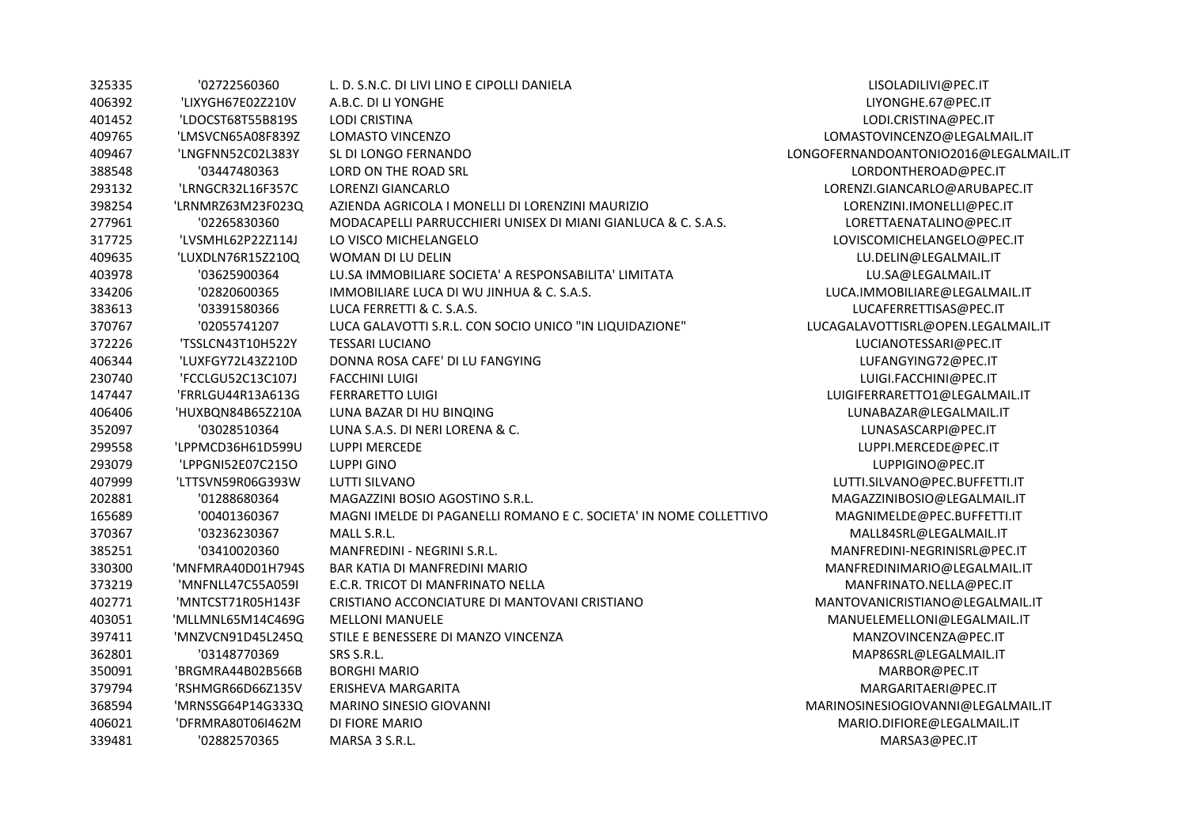| | | | |
|---|---|---|---|
| 325335 | '02722560360 | L. D. S.N.C. DI LIVI LINO E CIPOLLI DANIELA | LISOLADILIVI@PEC.IT |
| 406392 | 'LIXYGH67E02Z210V | A.B.C. DI LI YONGHE | LIYONGHE.67@PEC.IT |
| 401452 | 'LDOCST68T55B819S | LODI CRISTINA | LODI.CRISTINA@PEC.IT |
| 409765 | 'LMSVCN65A08F839Z | LOMASTO VINCENZO | LOMASTOVINCENZO@LEGALMAIL.IT |
| 409467 | 'LNGFNN52C02L383Y | SL DI LONGO FERNANDO | LONGOFERNANDOANTONIO2016@LEGALMAIL.IT |
| 388548 | '03447480363 | LORD ON THE ROAD SRL | LORDONTHEROAD@PEC.IT |
| 293132 | 'LRNGCR32L16F357C | LORENZI GIANCARLO | LORENZI.GIANCARLO@ARUBAPEC.IT |
| 398254 | 'LRNMRZ63M23F023Q | AZIENDA AGRICOLA I MONELLI DI LORENZINI MAURIZIO | LORENZINI.IMONELLI@PEC.IT |
| 277961 | '02265830360 | MODACAPELLI PARRUCCHIERI UNISEX DI MIANI GIANLUCA & C. S.A.S. | LORETTAENATALINO@PEC.IT |
| 317725 | 'LVSMHL62P22Z114J | LO VISCO MICHELANGELO | LOVISCOMICHELANGELO@PEC.IT |
| 409635 | 'LUXDLN76R15Z210Q | WOMAN DI LU DELIN | LU.DELIN@LEGALMAIL.IT |
| 403978 | '03625900364 | LU.SA IMMOBILIARE SOCIETA' A RESPONSABILITA' LIMITATA | LU.SA@LEGALMAIL.IT |
| 334206 | '02820600365 | IMMOBILIARE LUCA DI WU JINHUA & C. S.A.S. | LUCA.IMMOBILIARE@LEGALMAIL.IT |
| 383613 | '03391580366 | LUCA FERRETTI & C. S.A.S. | LUCAFERRETTISAS@PEC.IT |
| 370767 | '02055741207 | LUCA GALAVOTTI S.R.L. CON SOCIO UNICO "IN LIQUIDAZIONE" | LUCAGALAVOTTISRL@OPEN.LEGALMAIL.IT |
| 372226 | 'TSSLCN43T10H522Y | TESSARI LUCIANO | LUCIANOTESSARI@PEC.IT |
| 406344 | 'LUXFGY72L43Z210D | DONNA ROSA CAFE' DI LU FANGYING | LUFANGYING72@PEC.IT |
| 230740 | 'FCCLGU52C13C107J | FACCHINI LUIGI | LUIGI.FACCHINI@PEC.IT |
| 147447 | 'FRRLGU44R13A613G | FERRARETTO LUIGI | LUIGIFERRARETTO1@LEGALMAIL.IT |
| 406406 | 'HUXBQN44B65Z210A | LUNA BAZAR DI HU BINQING | LUNABAZAR@LEGALMAIL.IT |
| 352097 | '03028510364 | LUNA S.A.S. DI NERI LORENA & C. | LUNASASCARPI@PEC.IT |
| 299558 | 'LPPMCD36H61D599U | LUPPI MERCEDE | LUPPI.MERCEDE@PEC.IT |
| 293079 | 'LPPGNI52E07C215O | LUPPI GINO | LUPPIGINO@PEC.IT |
| 407999 | 'LTTSVN59R06G393W | LUTTI SILVANO | LUTTI.SILVANO@PEC.BUFFETTI.IT |
| 202881 | '01288680364 | MAGAZZINI BOSIO AGOSTINO S.R.L. | MAGAZZINIBOSIO@LEGALMAIL.IT |
| 165689 | '00401360367 | MAGNI IMELDE DI PAGANELLI ROMANO E C. SOCIETA' IN NOME COLLETTIVO | MAGNIMELDE@PEC.BUFFETTI.IT |
| 370367 | '03236230367 | MALL S.R.L. | MALL84SRL@LEGALMAIL.IT |
| 385251 | '03410020360 | MANFREDINI - NEGRINI S.R.L. | MANFREDINI-NEGRINISRL@PEC.IT |
| 330300 | 'MNFMRA40D01H794S | BAR KATIA DI MANFREDINI MARIO | MANFREDINIMARIO@LEGALMAIL.IT |
| 373219 | 'MNFNLL47C55A059I | E.C.R. TRICOT DI MANFRINATO NELLA | MANFRINATO.NELLA@PEC.IT |
| 402771 | 'MNTCST71R05H143F | CRISTIANO ACCONCIATURE DI MANTOVANI CRISTIANO | MANTOVANICRISTIANO@LEGALMAIL.IT |
| 403051 | 'MLLMNL65M14C469G | MELLONI MANUELE | MANUELEMELLONI@LEGALMAIL.IT |
| 397411 | 'MNZVCN91D45L245Q | STILE E BENESSERE DI MANZO VINCENZA | MANZOVINCENZA@PEC.IT |
| 362801 | '03148770369 | SRS S.R.L. | MAP86SRL@LEGALMAIL.IT |
| 350091 | 'BRGMRA44B02B566B | BORGHI MARIO | MARBOR@PEC.IT |
| 379794 | 'RSHMGR66D66Z135V | ERISHEVA MARGARITA | MARGARITAERI@PEC.IT |
| 368594 | 'MRNSSG64P14G333Q | MARINO SINESIO GIOVANNI | MARINOSINESIOGIOVANNI@LEGALMAIL.IT |
| 406021 | 'DFRMRA80T06I462M | DI FIORE MARIO | MARIO.DIFIORE@LEGALMAIL.IT |
| 339481 | '02882570365 | MARSA 3 S.R.L. | MARSA3@PEC.IT |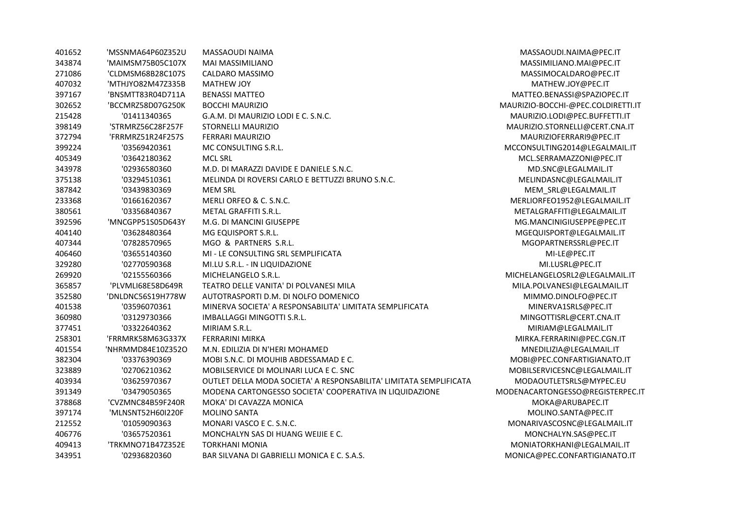| | | | |
|---|---|---|---|
| 401652 | 'MSSNMA64P60Z352U | MASSAOUDI NAIMA | MASSAOUDI.NAIMA@PEC.IT |
| 343874 | 'MAIMSM75B05C107X | MAI MASSIMILIANO | MASSIMILIANO.MAI@PEC.IT |
| 271086 | 'CLDMSM68B28C107S | CALDARO MASSIMO | MASSIMOCALDARO@PEC.IT |
| 407032 | 'MTHJYO82M47Z335B | MATHEW JOY | MATHEW.JOY@PEC.IT |
| 397167 | 'BNSMTT83R04D711A | BENASSI MATTEO | MATTEO.BENASSI@SPAZIOPEC.IT |
| 302652 | 'BCCMRZ58D07G250K | BOCCHI MAURIZIO | MAURIZIO-BOCCHI-@PEC.COLDIRETTI.IT |
| 215428 | '01411340365 | G.A.M. DI MAURIZIO LODI E C. S.N.C. | MAURIZIO.LODI@PEC.BUFFETTI.IT |
| 398149 | 'STRMRZ56C28F257F | STORNELLI MAURIZIO | MAURIZIO.STORNELLI@CERT.CNA.IT |
| 372794 | 'FRRMRZ51R24F257S | FERRARI MAURIZIO | MAURIZIOFERRARI9@PEC.IT |
| 399224 | '03569420361 | MC CONSULTING S.R.L. | MCCONSULTING2014@LEGALMAIL.IT |
| 405349 | '03642180362 | MCL SRL | MCL.SERRAMAZZONI@PEC.IT |
| 343978 | '02936580360 | M.D. DI MARAZZI DAVIDE E DANIELE S.N.C. | MD.SNC@LEGALMAIL.IT |
| 375138 | '03294510361 | MELINDA DI ROVERSI CARLO E BETTUZZI BRUNO S.N.C. | MELINDASNC@LEGALMAIL.IT |
| 387842 | '03439830369 | MEM SRL | MEM_SRL@LEGALMAIL.IT |
| 233368 | '01661620367 | MERLI ORFEO & C. S.N.C. | MERLIORFEO1952@LEGALMAIL.IT |
| 380561 | '03356840367 | METAL GRAFFITI S.R.L. | METALGRAFFITI@LEGALMAIL.IT |
| 392596 | 'MNCGPP51S05D643Y | M.G. DI MANCINI GIUSEPPE | MG.MANCINIGIUSEPPE@PEC.IT |
| 404140 | '03628480364 | MG EQUISPORT S.R.L. | MGEQUISPORT@LEGALMAIL.IT |
| 407344 | '07828570965 | MGO & PARTNERS S.R.L. | MGOPARTNERSSRL@PEC.IT |
| 406460 | '03655140360 | MI - LE CONSULTING SRL SEMPLIFICATA | MI-LE@PEC.IT |
| 329280 | '02770590368 | MI.LU S.R.L. - IN LIQUIDAZIONE | MI.LUSRL@PEC.IT |
| 269920 | '02155560366 | MICHELANGELO S.R.L. | MICHELANGELOSRL2@LEGALMAIL.IT |
| 365857 | 'PLVMLI68E58D649R | TEATRO DELLE VANITA' DI POLVANESI MILA | MILA.POLVANESI@LEGALMAIL.IT |
| 352580 | 'DNLDNC56S19H778W | AUTOTRASPORTI D.M. DI NOLFO DOMENICO | MIMMO.DINOLFO@PEC.IT |
| 401538 | '03596070361 | MINERVA SOCIETA' A RESPONSABILITA' LIMITATA SEMPLIFICATA | MINERVA1SRLS@PEC.IT |
| 360980 | '03129730366 | IMBALLAGGI MINGOTTI S.R.L. | MINGOTTISRL@CERT.CNA.IT |
| 377451 | '03322640362 | MIRIAM S.R.L. | MIRIAM@LEGALMAIL.IT |
| 258301 | 'FRRMRK58M63G337X | FERRARINI MIRKA | MIRKA.FERRARINI@PEC.CGN.IT |
| 401554 | 'NHRMMD84E10Z352O | M.N. EDILIZIA DI N'HERI MOHAMED | MNEDILIZIA@LEGALMAIL.IT |
| 382304 | '03376390369 | MOBI S.N.C. DI MOUHIB ABDESSAMAD E C. | MOBI@PEC.CONFARTIGIANATO.IT |
| 323889 | '02706210362 | MOBILSERVICE DI MOLINARI LUCA E C. SNC | MOBILSERVICESNC@LEGALMAIL.IT |
| 403934 | '03625970367 | OUTLET DELLA MODA SOCIETA' A RESPONSABILITA' LIMITATA SEMPLIFICATA | MODAOUTLETSRLS@MYPEC.EU |
| 391349 | '03479050365 | MODENA CARTONGESSO SOCIETA' COOPERATIVA IN LIQUIDAZIONE | MODENACARTONGESSO@REGISTERPEC.IT |
| 378868 | 'CVZMNC84B59F240R | MOKA' DI CAVAZZA MONICA | MOKA@ARUBAPEC.IT |
| 397174 | 'MLNSNT52H60I220F | MOLINO SANTA | MOLINO.SANTA@PEC.IT |
| 212552 | '01059090363 | MONARI VASCO E C. S.N.C. | MONARIVASCOSNC@LEGALMAIL.IT |
| 406776 | '03657520361 | MONCHALYN SAS DI HUANG WEIJIE E C. | MONCHALYN.SAS@PEC.IT |
| 409413 | 'TRKMNO71B47Z352E | TORKHANI MONIA | MONIATORKHANI@LEGALMAIL.IT |
| 343951 | '02936820360 | BAR SILVANA DI GABRIELLI MONICA E C. S.A.S. | MONICA@PEC.CONFARTIGIANATO.IT |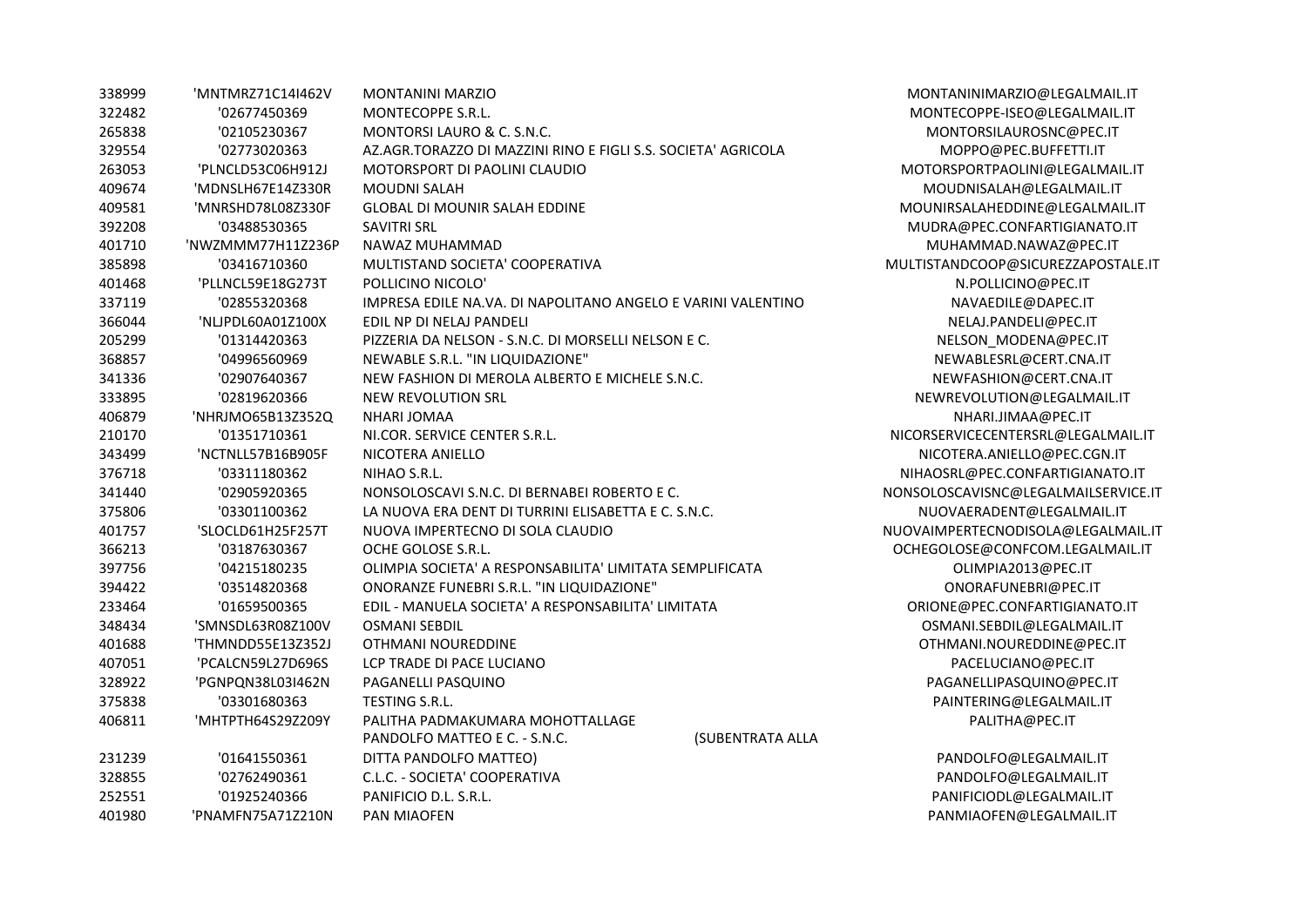| | | | |
|---|---|---|---|
| 338999 | 'MNTMRZ71C14I462V | MONTANINI MARZIO | MONTANINIMARZIO@LEGALMAIL.IT |
| 322482 | '02677450369 | MONTECOPPE S.R.L. | MONTECOPPE-ISEO@LEGALMAIL.IT |
| 265838 | '02105230367 | MONTORSI LAURO & C. S.N.C. | MONTORSILAUROSNC@PEC.IT |
| 329554 | '02773020363 | AZ.AGR.TORAZZO DI MAZZINI RINO E FIGLI S.S. SOCIETA' AGRICOLA | MOPPO@PEC.BUFFETTI.IT |
| 263053 | 'PLNCLD53C06H912J | MOTORSPORT DI PAOLINI CLAUDIO | MOTORSPORTPAOLINI@LEGALMAIL.IT |
| 409674 | 'MDNSLH67E14Z330R | MOUDNI SALAH | MOUDNISALAH@LEGALMAIL.IT |
| 409581 | 'MNRSHD78L08Z330F | GLOBAL DI MOUNIR SALAH EDDINE | MOUNIRSALAHEDDINE@LEGALMAIL.IT |
| 392208 | '03488530365 | SAVITRI SRL | MUDRA@PEC.CONFARTIGIANATO.IT |
| 401710 | 'NWZMMM77H11Z236P | NAWAZ MUHAMMAD | MUHAMMAD.NAWAZ@PEC.IT |
| 385898 | '03416710360 | MULTISTAND SOCIETA' COOPERATIVA | MULTISTANDCOOP@SICUREZZAPOSTALE.IT |
| 401468 | 'PLLNCL59E18G273T | POLLICINO NICOLO' | N.POLLICINO@PEC.IT |
| 337119 | '02855320368 | IMPRESA EDILE NA.VA. DI NAPOLITANO ANGELO E VARINI VALENTINO | NAVAEDILE@DAPEC.IT |
| 366044 | 'NLJPDL60A01Z100X | EDIL NP DI NELAJ PANDELI | NELAJ.PANDELI@PEC.IT |
| 205299 | '01314420363 | PIZZERIA DA NELSON - S.N.C. DI MORSELLI NELSON E C. | NELSON_MODENA@PEC.IT |
| 368857 | '04996560969 | NEWABLE S.R.L. "IN LIQUIDAZIONE" | NEWABLESRL@CERT.CNA.IT |
| 341336 | '02907640367 | NEW FASHION DI MEROLA ALBERTO E MICHELE S.N.C. | NEWFASHION@CERT.CNA.IT |
| 333895 | '02819620366 | NEW REVOLUTION SRL | NEWREVOLUTION@LEGALMAIL.IT |
| 406879 | 'NHRJMO65B13Z352Q | NHARI JOMAA | NHARI.JIMAA@PEC.IT |
| 210170 | '01351710361 | NI.COR. SERVICE CENTER S.R.L. | NICORSERVICECENTERSRL@LEGALMAIL.IT |
| 343499 | 'NCTNLL57B16B905F | NICOTERA ANIELLO | NICOTERA.ANIELLO@PEC.CGN.IT |
| 376718 | '03311180362 | NIHAO S.R.L. | NIHAOSRL@PEC.CONFARTIGIANATO.IT |
| 341440 | '02905920365 | NONSOLOSCAVI S.N.C. DI BERNABEI ROBERTO E C. | NONSOLOSCAVISNC@LEGALMAILSERVICE.IT |
| 375806 | '03301100362 | LA NUOVA ERA DENT DI TURRINI ELISABETTA E C. S.N.C. | NUOVAERADENT@LEGALMAIL.IT |
| 401757 | 'SLOCLD61H25F257T | NUOVA IMPERTECNO DI SOLA CLAUDIO | NUOVAIMPERTECNODISOLA@LEGALMAIL.IT |
| 366213 | '03187630367 | OCHE GOLOSE S.R.L. | OCHEGOLOSE@CONFCOM.LEGALMAIL.IT |
| 397756 | '04215180235 | OLIMPIA SOCIETA' A RESPONSABILITA' LIMITATA SEMPLIFICATA | OLIMPIA2013@PEC.IT |
| 394422 | '03514820368 | ONORANZE FUNEBRI S.R.L. "IN LIQUIDAZIONE" | ONORAFUNEBRI@PEC.IT |
| 233464 | '01659500365 | EDIL - MANUELA SOCIETA' A RESPONSABILITA' LIMITATA | ORIONE@PEC.CONFARTIGIANATO.IT |
| 348434 | 'SMNSDL63R08Z100V | OSMANI SEBDIL | OSMANI.SEBDIL@LEGALMAIL.IT |
| 401688 | 'THMNDD55E13Z352J | OTHMANI NOUREDDINE | OTHMANI.NOUREDDINE@PEC.IT |
| 407051 | 'PCALCN59L27D696S | LCP TRADE DI PACE LUCIANO | PACELUCIANO@PEC.IT |
| 328922 | 'PGNPQN38L03I462N | PAGANELLI PASQUINO | PAGANELLIPASQUINO@PEC.IT |
| 375838 | '03301680363 | TESTING S.R.L. | PAINTERING@LEGALMAIL.IT |
| 406811 | 'MHTPTH64S29Z209Y | PALITHA PADMAKUMARA MOHOTTALLAGE | PALITHA@PEC.IT |
| 231239 | '01641550361 | PANDOLFO MATTEO E C. - S.N.C. (SUBENTRATA ALLA DITTA PANDOLFO MATTEO) | PANDOLFO@LEGALMAIL.IT |
| 328855 | '02762490361 | C.L.C. - SOCIETA' COOPERATIVA | PANDOLFO@LEGALMAIL.IT |
| 252551 | '01925240366 | PANIFICIO D.L. S.R.L. | PANIFICIODL@LEGALMAIL.IT |
| 401980 | 'PNAMFN75A71Z210N | PAN MIAOFEN | PANMIAOFEN@LEGALMAIL.IT |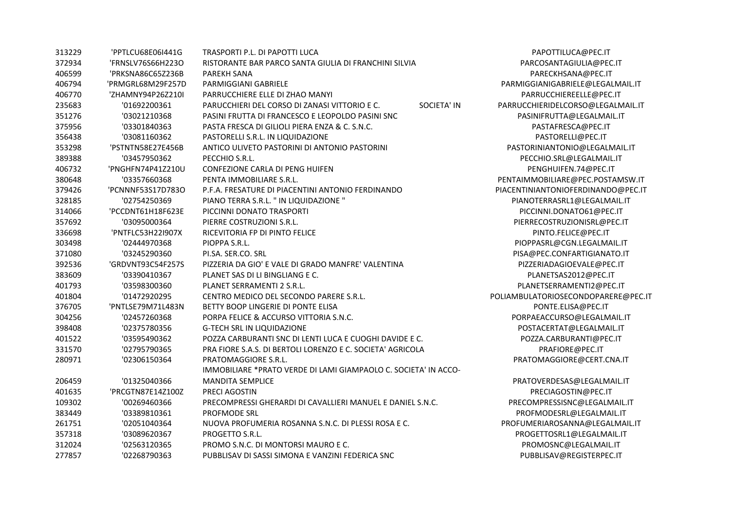| | | | | |
|---|---|---|---|---|
| 313229 | 'PPTLCU68E06I441G | TRASPORTI P.L. DI PAPOTTI LUCA | | PAPOTTILUCA@PEC.IT |
| 372934 | 'FRNSLV76S66H223O | RISTORANTE BAR PARCO SANTA GIULIA DI FRANCHINI SILVIA | | PARCOSANTAGIULIA@PEC.IT |
| 406599 | 'PRKSNA86C65Z236B | PAREKH SANA | | PARECKHSANA@PEC.IT |
| 406794 | 'PRMGRL68M29F257D | PARMIGGIANI GABRIELE | | PARMIGGIANIGABRIELE@LEGALMAIL.IT |
| 406770 | 'ZHAMNY94P26Z210I | PARRUCCHIERE ELLE DI ZHAO MANYI | | PARRUCCHIEREELLE@PEC.IT |
| 235683 | '01692200361 | PARUCCHIERI DEL CORSO DI ZANASI VITTORIO E C. | SOCIETA' IN | PARRUCCHIERIDELCORSO@LEGALMAIL.IT |
| 351276 | '03021210368 | PASINI FRUTTA DI FRANCESCO E LEOPOLDO PASINI SNC | | PASINIFRUTTA@LEGALMAIL.IT |
| 375956 | '03301840363 | PASTA FRESCA DI GILIOLI PIERA ENZA & C. S.N.C. | | PASTAFRESCA@PEC.IT |
| 356438 | '03081160362 | PASTORELLI S.R.L. IN LIQUIDAZIONE | | PASTORELLI@PEC.IT |
| 353298 | 'PSTNTN58E27E456B | ANTICO ULIVETO PASTORINI DI ANTONIO PASTORINI | | PASTORINIANTONIO@LEGALMAIL.IT |
| 389388 | '03457950362 | PECCHIO S.R.L. | | PECCHIO.SRL@LEGALMAIL.IT |
| 406732 | 'PNGHFN74P41Z210U | CONFEZIONE CARLA DI PENG HUIFEN | | PENGHUIFEN.74@PEC.IT |
| 380648 | '03357660368 | PENTA IMMOBILIARE S.R.L. | | PENTAIMMOBILIARE@PEC.POSTAMSW.IT |
| 379426 | 'PCNNNF53S17D783O | P.F.A. FRESATURE DI PIACENTINI ANTONIO FERDINANDO | | PIACENTINIANTONIOFERDINANDO@PEC.IT |
| 328185 | '02754250369 | PIANO TERRA S.R.L. " IN LIQUIDAZIONE " | | PIANOTERRASRL1@LEGALMAIL.IT |
| 314066 | 'PCCDNT61H18F623E | PICCINNI DONATO TRASPORTI | | PICCINNI.DONATO61@PEC.IT |
| 357692 | '03095000364 | PIERRE COSTRUZIONI S.R.L. | | PIERRECOSTRUZIONISRL@PEC.IT |
| 336698 | 'PNTFLC53H22I907X | RICEVITORIA FP DI PINTO FELICE | | PINTO.FELICE@PEC.IT |
| 303498 | '02444970368 | PIOPPA S.R.L. | | PIOPPASRL@CGN.LEGALMAIL.IT |
| 371080 | '03245290360 | PI.SA. SER.CO. SRL | | PISA@PEC.CONFARTIGIANATO.IT |
| 392536 | 'GRDVNT93C54F257S | PIZZERIA DA GIO' E VALE DI GRADO MANFRE' VALENTINA | | PIZZERIADAGIOEVALE@PEC.IT |
| 383609 | '03390410367 | PLANET SAS DI LI BINGLIANG E C. | | PLANETSAS2012@PEC.IT |
| 401793 | '03598300360 | PLANET SERRAMENTI 2 S.R.L. | | PLANETSERRAMENTI2@PEC.IT |
| 401804 | '01472920295 | CENTRO MEDICO DEL SECONDO PARERE S.R.L. | | POLIAMBULATORIOSECONDOPARERE@PEC.IT |
| 376705 | 'PNTLSE79M71L483N | BETTY BOOP LINGERIE DI PONTE ELISA | | PONTE.ELISA@PEC.IT |
| 304256 | '02457260368 | PORPA FELICE & ACCURSO VITTORIA S.N.C. | | PORPAEACCURSO@LEGALMAIL.IT |
| 398408 | '02375780356 | G-TECH SRL IN LIQUIDAZIONE | | POSTACERTAT@LEGALMAIL.IT |
| 401522 | '03595490362 | POZZA CARBURANTI SNC DI LENTI LUCA E CUOGHI DAVIDE E C. | | POZZA.CARBURANTI@PEC.IT |
| 331570 | '02795790365 | PRA FIORE S.A.S. DI BERTOLI LORENZO E C. SOCIETA' AGRICOLA | | PRAFIORE@PEC.IT |
| 280971 | '02306150364 | PRATOMAGGIORE S.R.L. | | PRATOMAGGIORE@CERT.CNA.IT |
| 206459 | '01325040366 | IMMOBILIARE *PRATO VERDE DI LAMI GIAMPAOLO C. SOCIETA' IN ACCO-MANDITA SEMPLICE | | PRATOVERDESAS@LEGALMAIL.IT |
| 401635 | 'PRCGTN87E14Z100Z | PRECI AGOSTIN | | PRECIAGOSTIN@PEC.IT |
| 109302 | '00269460366 | PRECOMPRESSI GHERARDI DI CAVALLIERI MANUEL E DANIEL S.N.C. | | PRECOMPRESSISNC@LEGALMAIL.IT |
| 383449 | '03389810361 | PROFMODE SRL | | PROFMODESRL@LEGALMAIL.IT |
| 261751 | '02051040364 | NUOVA PROFUMERIA ROSANNA S.N.C. DI PLESSI ROSA E C. | | PROFUMERIAROSANNA@LEGALMAIL.IT |
| 357318 | '03089620367 | PROGETTO S.R.L. | | PROGETTOSRL1@LEGALMAIL.IT |
| 312024 | '02563120365 | PROMO S.N.C. DI MONTORSI MAURO E C. | | PROMOSNC@LEGALMAIL.IT |
| 277857 | '02268790363 | PUBBLISAV DI SASSI SIMONA E VANZINI FEDERICA SNC | | PUBBLISAV@REGISTERPEC.IT |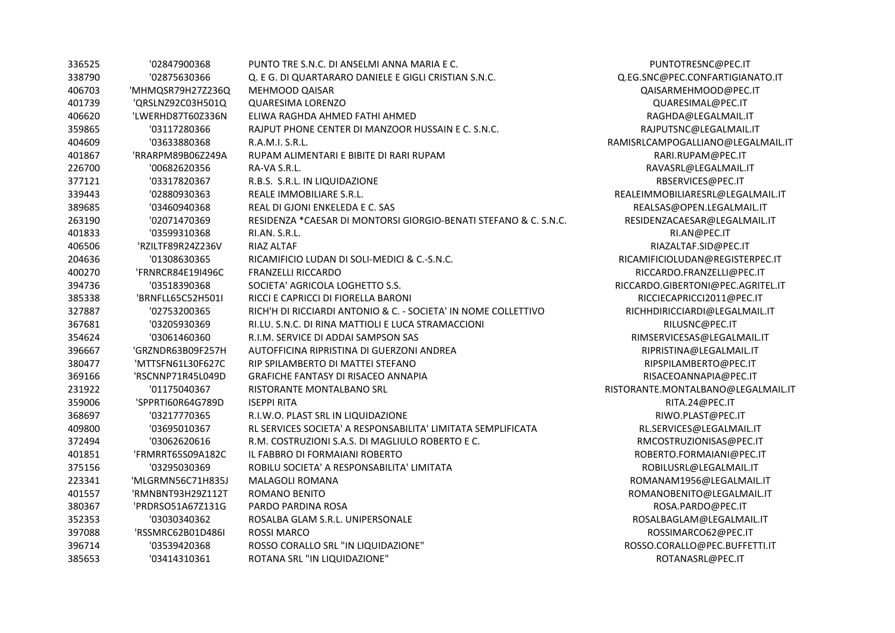| | | | |
|---|---|---|---|
| 336525 | '02847900368 | PUNTO TRE S.N.C. DI ANSELMI ANNA MARIA E C. | PUNTOTRESNC@PEC.IT |
| 338790 | '02875630366 | Q. E G. DI QUARTARARO DANIELE E GIGLI CRISTIAN S.N.C. | Q.EG.SNC@PEC.CONFARTIGIANATO.IT |
| 406703 | 'MHMQSR79H27Z236Q | MEHMOOD QAISAR | QAISARMEHMOOD@PEC.IT |
| 401739 | 'QRSLNZ92C03H501Q | QUARESIMA LORENZO | QUARESIMAL@PEC.IT |
| 406620 | 'LWERHD87T60Z336N | ELIWA RAGHDA AHMED FATHI AHMED | RAGHDA@LEGALMAIL.IT |
| 359865 | '03117280366 | RAJPUT PHONE CENTER DI MANZOOR HUSSAIN E C. S.N.C. | RAJPUTSNC@LEGALMAIL.IT |
| 404609 | '03633880368 | R.A.M.I. S.R.L. | RAMISRLCAMPOGALLIANO@LEGALMAIL.IT |
| 401867 | 'RRARPM89B06Z249A | RUPAM ALIMENTARI E BIBITE DI RARI RUPAM | RARI.RUPAM@PEC.IT |
| 226700 | '00682620356 | RA-VA S.R.L. | RAVASRL@LEGALMAIL.IT |
| 377121 | '03317820367 | R.B.S. S.R.L. IN LIQUIDAZIONE | RBSERVICES@PEC.IT |
| 339443 | '02880930363 | REALE IMMOBILIARE S.R.L. | REALEIMMOBILIARESRL@LEGALMAIL.IT |
| 389685 | '03460940368 | REAL DI GJONI ENKELEDA E C. SAS | REALSAS@OPEN.LEGALMAIL.IT |
| 263190 | '02071470369 | RESIDENZA *CAESAR DI MONTORSI GIORGIO-BENATI STEFANO & C. S.N.C. | RESIDENZACAESAR@LEGALMAIL.IT |
| 401833 | '03599310368 | RI.AN. S.R.L. | RI.AN@PEC.IT |
| 406506 | 'RZILTF89R24Z236V | RIAZ ALTAF | RIAZALTAF.SID@PEC.IT |
| 204636 | '01308630365 | RICAMIFICIO LUDAN DI SOLI-MEDICI & C.-S.N.C. | RICAMIFICIOLUDAN@REGISTERPEC.IT |
| 400270 | 'FRNRCR84E19I496C | FRANZELLI RICCARDO | RICCARDO.FRANZELLI@PEC.IT |
| 394736 | '03518390368 | SOCIETA' AGRICOLA LOGHETTO S.S. | RICCARDO.GIBERTONI@PEC.AGRITEL.IT |
| 385338 | 'BRNFLL65C52H501I | RICCI E CAPRICCI DI FIORELLA BARONI | RICCIECAPRICCI2011@PEC.IT |
| 327887 | '02753200365 | RICH'H DI RICCIARDI ANTONIO & C. - SOCIETA' IN NOME COLLETTIVO | RICHHDIRICCIARDI@LEGALMAIL.IT |
| 367681 | '03205930369 | RI.LU. S.N.C. DI RINA MATTIOLI E LUCA STRAMACCIONI | RILUSNC@PEC.IT |
| 354624 | '03061460360 | R.I.M. SERVICE DI ADDAI SAMPSON SAS | RIMSERVICESAS@LEGALMAIL.IT |
| 396667 | 'GRZNDR63B09F257H | AUTOFFICINA RIPRISTINA DI GUERZONI ANDREA | RIPRISTINA@LEGALMAIL.IT |
| 380477 | 'MTTSFN61L30F627C | RIP SPILAMBERTO DI MATTEI STEFANO | RIPSPILAMBERTO@PEC.IT |
| 369166 | 'RSCNNP71R45L049D | GRAFICHE FANTASY DI RISACEO ANNAPIA | RISACEOANNAPIA@PEC.IT |
| 231922 | '01175040367 | RISTORANTE MONTALBANO SRL | RISTORANTE.MONTALBANO@LEGALMAIL.IT |
| 359006 | 'SPPRTI60R64G789D | ISEPPI RITA | RITA.24@PEC.IT |
| 368697 | '03217770365 | R.I.W.O. PLAST SRL IN LIQUIDAZIONE | RIWO.PLAST@PEC.IT |
| 409800 | '03695010367 | RL SERVICES SOCIETA' A RESPONSABILITA' LIMITATA SEMPLIFICATA | RL.SERVICES@LEGALMAIL.IT |
| 372494 | '03062620616 | R.M. COSTRUZIONI S.A.S. DI MAGLIULO ROBERTO E C. | RMCOSTRUZIONISAS@PEC.IT |
| 401851 | 'FRMRRT65S09A182C | IL FABBRO DI FORMAIANI ROBERTO | ROBERTO.FORMAIANI@PEC.IT |
| 375156 | '03295030369 | ROBILU SOCIETA' A RESPONSABILITA' LIMITATA | ROBILUSRL@LEGALMAIL.IT |
| 223341 | 'MLGRMN56C71H835J | MALAGOLI ROMANA | ROMANAM1956@LEGALMAIL.IT |
| 401557 | 'RMNBNT93H29Z112T | ROMANO BENITO | ROMANOBENITO@LEGALMAIL.IT |
| 380367 | 'PRDRSO51A67Z131G | PARDO PARDINA ROSA | ROSA.PARDO@PEC.IT |
| 352353 | '03030340362 | ROSALBA GLAM S.R.L. UNIPERSONALE | ROSALBAGLAM@LEGALMAIL.IT |
| 397088 | 'RSSMRC62B01D486I | ROSSI MARCO | ROSSIMARCO62@PEC.IT |
| 396714 | '03539420368 | ROSSO CORALLO SRL "IN LIQUIDAZIONE" | ROSSO.CORALLO@PEC.BUFFETTI.IT |
| 385653 | '03414310361 | ROTANA SRL "IN LIQUIDAZIONE" | ROTANASRL@PEC.IT |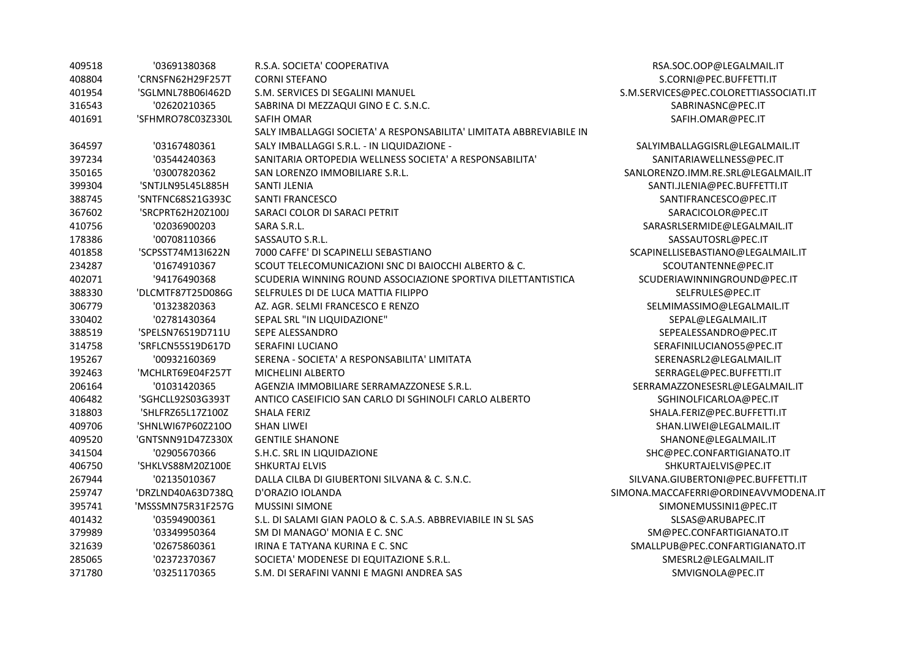| | | | |
|---|---|---|---|
| 409518 | '03691380368 | R.S.A. SOCIETA' COOPERATIVA | RSA.SOC.OOP@LEGALMAIL.IT |
| 408804 | 'CRNSFN62H29F257T | CORNI STEFANO | S.CORNI@PEC.BUFFETTI.IT |
| 401954 | 'SGLMNL78B06I462D | S.M. SERVICES DI SEGALINI MANUEL | S.M.SERVICES@PEC.COLORETTIASSOCIATI.IT |
| 316543 | '02620210365 | SABRINA DI MEZZAQUI GINO E C. S.N.C. | SABRINASNC@PEC.IT |
| 401691 | 'SFHMRO78C03Z330L | SAFIH OMAR | SAFIH.OMAR@PEC.IT |
| 364597 | '03167480361 | SALY IMBALLAGGI SOCIETA' A RESPONSABILITA' LIMITATA ABBREVIABILE IN SALY IMBALLAGGI S.R.L. - IN LIQUIDAZIONE - | SALYIMBALLAGGISRL@LEGALMAIL.IT |
| 397234 | '03544240363 | SANITARIA ORTOPEDIA WELLNESS SOCIETA' A RESPONSABILITA' | SANITARIAWELLNESS@PEC.IT |
| 350165 | '03007820362 | SAN LORENZO IMMOBILIARE S.R.L. | SANLORENZO.IMM.RE.SRL@LEGALMAIL.IT |
| 399304 | 'SNTJLN95L45L885H | SANTI JLENIA | SANTI.JLENIA@PEC.BUFFETTI.IT |
| 388745 | 'SNTFNC68S21G393C | SANTI FRANCESCO | SANTIFRANCESCO@PEC.IT |
| 367602 | 'SRCPRT62H20Z100J | SARACI COLOR DI SARACI PETRIT | SARACICOLOR@PEC.IT |
| 410756 | '02036900203 | SARA S.R.L. | SARASRLSERMIDE@LEGALMAIL.IT |
| 178386 | '00708110366 | SASSAUTO S.R.L. | SASSAUTOSRL@PEC.IT |
| 401858 | 'SCPSST74M13I622N | 7000 CAFFE' DI SCAPINELLI SEBASTIANO | SCAPINELLISEBASTIANO@LEGALMAIL.IT |
| 234287 | '01674910367 | SCOUT TELECOMUNICAZIONI SNC DI BAIOCCHI ALBERTO & C. | SCOUTANTENNE@PEC.IT |
| 402071 | '94176490368 | SCUDERIA WINNING ROUND ASSOCIAZIONE SPORTIVA DILETTANTISTICA | SCUDERIAWINNINGROUND@PEC.IT |
| 388330 | 'DLCMTF87T25D086G | SELFRULES DI DE LUCA MATTIA FILIPPO | SELFRULES@PEC.IT |
| 306779 | '01323820363 | AZ. AGR. SELMI FRANCESCO E RENZO | SELMIMASSIMO@LEGALMAIL.IT |
| 330402 | '02781430364 | SEPAL SRL "IN LIQUIDAZIONE" | SEPAL@LEGALMAIL.IT |
| 388519 | 'SPELSN76S19D711U | SEPE ALESSANDRO | SEPEALESSANDRO@PEC.IT |
| 314758 | 'SRFLCN55S19D617D | SERAFINI LUCIANO | SERAFINILUCIANO55@PEC.IT |
| 195267 | '00932160369 | SERENA - SOCIETA' A RESPONSABILITA' LIMITATA | SERENASRL2@LEGALMAIL.IT |
| 392463 | 'MCHLRT69E04F257T | MICHELINI ALBERTO | SERRAGEL@PEC.BUFFETTI.IT |
| 206164 | '01031420365 | AGENZIA IMMOBILIARE SERRAMAZZONESE S.R.L. | SERRAMAZZONESESRL@LEGALMAIL.IT |
| 406482 | 'SGHCLL92S03G393T | ANTICO CASEIFICIO SAN CARLO DI SGHINOLFI CARLO ALBERTO | SGHINOLFICARLOA@PEC.IT |
| 318803 | 'SHLFRZ65L17Z100Z | SHALA FERIZ | SHALA.FERIZ@PEC.BUFFETTI.IT |
| 409706 | 'SHNLWI67P60Z210O | SHAN LIWEI | SHAN.LIWEI@LEGALMAIL.IT |
| 409520 | 'GNTSNN91D47Z330X | GENTILE SHANONE | SHANONE@LEGALMAIL.IT |
| 341504 | '02905670366 | S.H.C. SRL IN LIQUIDAZIONE | SHC@PEC.CONFARTIGIANATO.IT |
| 406750 | 'SHKLVS88M20Z100E | SHKURTAJ ELVIS | SHKURTAJELVIS@PEC.IT |
| 267944 | '02135010367 | DALLA CILBA DI GIUBERTONI SILVANA & C. S.N.C. | SILVANA.GIUBERTONI@PEC.BUFFETTI.IT |
| 259747 | 'DRZLND40A63D738Q | D'ORAZIO IOLANDA | SIMONA.MACCAFERRI@ORDINEAVVMODENA.IT |
| 395741 | 'MSSSMN75R31F257G | MUSSINI SIMONE | SIMONEMUSSINI1@PEC.IT |
| 401432 | '03594900361 | S.L. DI SALAMI GIAN PAOLO & C. S.A.S. ABBREVIABILE IN SL SAS | SLSAS@ARUBAPEC.IT |
| 379989 | '03349950364 | SM DI MANAGO' MONIA E C. SNC | SM@PEC.CONFARTIGIANATO.IT |
| 321639 | '02675860361 | IRINA E TATYANA KURINA E C. SNC | SMALLPUB@PEC.CONFARTIGIANATO.IT |
| 285065 | '02372370367 | SOCIETA' MODENESE DI EQUITAZIONE S.R.L. | SMESRL2@LEGALMAIL.IT |
| 371780 | '03251170365 | S.M. DI SERAFINI VANNI E MAGNI ANDREA SAS | SMVIGNOLA@PEC.IT |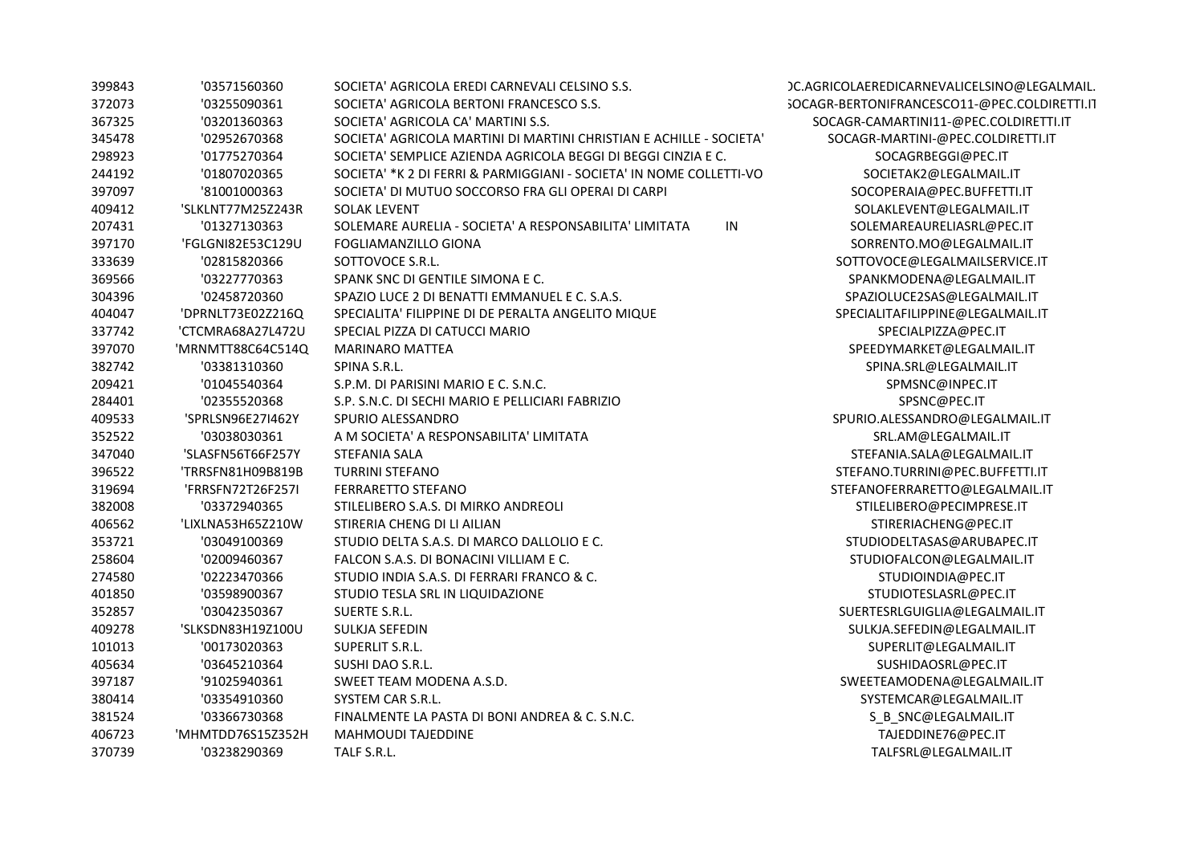| | | | |
|---|---|---|---|
| 399843 | '03571560360 | SOCIETA' AGRICOLA EREDI CARNEVALI CELSINO S.S. | )C.AGRICOLAEREDICARNEVALICELSINO@LEGALMAIL. |
| 372073 | '03255090361 | SOCIETA' AGRICOLA BERTONI FRANCESCO S.S. | 5OCAGR-BERTONIFRANCESCO11-@PEC.COLDIRETTI.IT |
| 367325 | '03201360363 | SOCIETA' AGRICOLA CA' MARTINI S.S. | SOCAGR-CAMARTINI11-@PEC.COLDIRETTI.IT |
| 345478 | '02952670368 | SOCIETA' AGRICOLA MARTINI DI MARTINI CHRISTIAN E ACHILLE - SOCIETA' | SOCAGR-MARTINI-@PEC.COLDIRETTI.IT |
| 298923 | '01775270364 | SOCIETA' SEMPLICE AZIENDA AGRICOLA BEGGI DI BEGGI CINZIA E C. | SOCAGRBEGGI@PEC.IT |
| 244192 | '01807020365 | SOCIETA' *K 2 DI FERRI & PARMIGGIANI - SOCIETA' IN NOME COLLETTI-VO | SOCIETAK2@LEGALMAIL.IT |
| 397097 | '81001000363 | SOCIETA' DI MUTUO SOCCORSO FRA GLI OPERAI DI CARPI | SOCOPERAIA@PEC.BUFFETTI.IT |
| 409412 | 'SLKLNT77M25Z243R | SOLAK LEVENT | SOLAKLEVENT@LEGALMAIL.IT |
| 207431 | '01327130363 | SOLEMARE AURELIA - SOCIETA' A RESPONSABILITA' LIMITATA IN | SOLEMAREAURELIASRL@PEC.IT |
| 397170 | 'FGLGNI82E53C129U | FOGLIAMANZILLO GIONA | SORRENTO.MO@LEGALMAIL.IT |
| 333639 | '02815820366 | SOTTOVOCE S.R.L. | SOTTOVOCE@LEGALMAILSERVICE.IT |
| 369566 | '03227770363 | SPANK SNC DI GENTILE SIMONA E C. | SPANKMODENA@LEGALMAIL.IT |
| 304396 | '02458720360 | SPAZIO LUCE 2 DI BENATTI EMMANUEL E C. S.A.S. | SPAZIOLUCE2SAS@LEGALMAIL.IT |
| 404047 | 'DPRNLT73E02Z216Q | SPECIALITA' FILIPPINE DI DE PERALTA ANGELITO MIQUE | SPECIALITAFILIPPINE@LEGALMAIL.IT |
| 337742 | 'CTCMRA68A27L472U | SPECIAL PIZZA DI CATUCCI MARIO | SPECIALPIZZA@PEC.IT |
| 397070 | 'MRNMTT88C64C514Q | MARINARO MATTEA | SPEEDYMARKET@LEGALMAIL.IT |
| 382742 | '03381310360 | SPINA S.R.L. | SPINA.SRL@LEGALMAIL.IT |
| 209421 | '01045540364 | S.P.M. DI PARISINI MARIO E C. S.N.C. | SPMSNC@INPEC.IT |
| 284401 | '02355520368 | S.P. S.N.C. DI SECHI MARIO E PELLICIARI FABRIZIO | SPSNC@PEC.IT |
| 409533 | 'SPRLSN96E27I462Y | SPURIO ALESSANDRO | SPURIO.ALESSANDRO@LEGALMAIL.IT |
| 352522 | '03038030361 | A M SOCIETA' A RESPONSABILITA' LIMITATA | SRL.AM@LEGALMAIL.IT |
| 347040 | 'SLASFN56T66F257Y | STEFANIA SALA | STEFANIA.SALA@LEGALMAIL.IT |
| 396522 | 'TRRSFN81H09B819B | TURRINI STEFANO | STEFANO.TURRINI@PEC.BUFFETTI.IT |
| 319694 | 'FRRSFN72T26F257I | FERRARETTO STEFANO | STEFANOFERRARETTO@LEGALMAIL.IT |
| 382008 | '03372940365 | STILELIBERO S.A.S. DI MIRKO ANDREOLI | STILELIBERO@PECIMPRESE.IT |
| 406562 | 'LIXLNA53H65Z210W | STIRERIA CHENG DI LI AILIAN | STIRERIACHENG@PEC.IT |
| 353721 | '03049100369 | STUDIO DELTA S.A.S. DI MARCO DALLOLIO E C. | STUDIODELTASAS@ARUBAPEC.IT |
| 258604 | '02009460367 | FALCON S.A.S. DI BONACINI VILLIAM E C. | STUDIOFALCON@LEGALMAIL.IT |
| 274580 | '02223470366 | STUDIO INDIA S.A.S. DI FERRARI FRANCO & C. | STUDIOINDIA@PEC.IT |
| 401850 | '03598900367 | STUDIO TESLA SRL IN LIQUIDAZIONE | STUDIOTESLASRL@PEC.IT |
| 352857 | '03042350367 | SUERTE S.R.L. | SUERTESRLGUIGLIA@LEGALMAIL.IT |
| 409278 | 'SLKSDN83H19Z100U | SULKJA SEFEDIN | SULKJA.SEFEDIN@LEGALMAIL.IT |
| 101013 | '00173020363 | SUPERLIT S.R.L. | SUPERLIT@LEGALMAIL.IT |
| 405634 | '03645210364 | SUSHI DAO S.R.L. | SUSHIDAOSRL@PEC.IT |
| 397187 | '91025940361 | SWEET TEAM MODENA A.S.D. | SWEETEAMODENA@LEGALMAIL.IT |
| 380414 | '03354910360 | SYSTEM CAR S.R.L. | SYSTEMCAR@LEGALMAIL.IT |
| 381524 | '03366730368 | FINALMENTE LA PASTA DI BONI ANDREA & C. S.N.C. | S_B_SNC@LEGALMAIL.IT |
| 406723 | 'MHMTDD76S15Z352H | MAHMOUDI TAJEDDINE | TAJEDDINE76@PEC.IT |
| 370739 | '03238290369 | TALF S.R.L. | TALFSRL@LEGALMAIL.IT |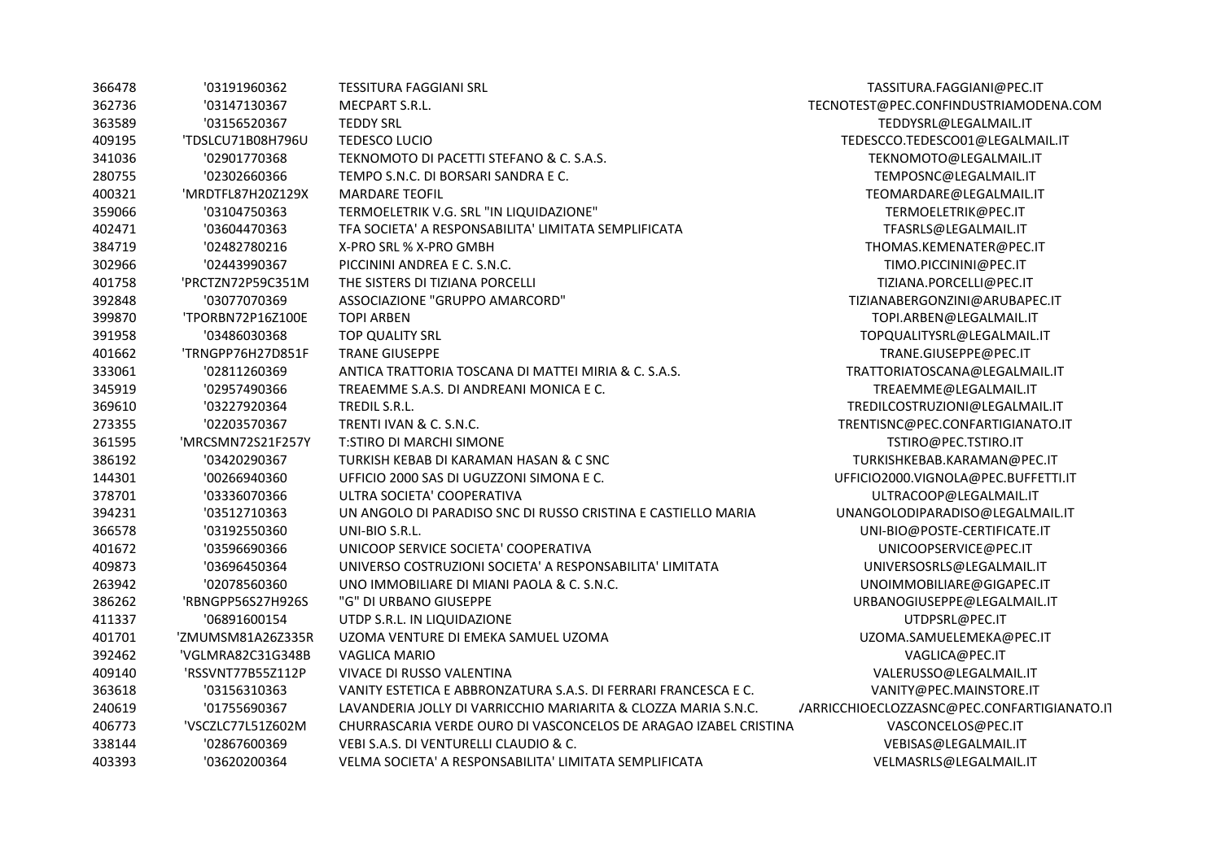| | | | |
|---|---|---|---|
| 366478 | '03191960362 | TESSITURA FAGGIANI SRL | TASSITURA.FAGGIANI@PEC.IT |
| 362736 | '03147130367 | MECPART S.R.L. | TECNOTEST@PEC.CONFINDUSTRIAMODENA.COM |
| 363589 | '03156520367 | TEDDY SRL | TEDDYSRL@LEGALMAIL.IT |
| 409195 | 'TDSLCU71B08H796U | TEDESCO LUCIO | TEDESCCO.TEDESCO01@LEGALMAIL.IT |
| 341036 | '02901770368 | TEKNOMOTO DI PACETTI STEFANO & C. S.A.S. | TEKNOMOTO@LEGALMAIL.IT |
| 280755 | '02302660366 | TEMPO S.N.C. DI BORSARI SANDRA E C. | TEMPOSNC@LEGALMAIL.IT |
| 400321 | 'MRDTFL87H20Z129X | MARDARE TEOFIL | TEOMARDARE@LEGALMAIL.IT |
| 359066 | '03104750363 | TERMOELETRIK V.G. SRL "IN LIQUIDAZIONE" | TERMOELETRIK@PEC.IT |
| 402471 | '03604470363 | TFA SOCIETA' A RESPONSABILITA' LIMITATA SEMPLIFICATA | TFASRLS@LEGALMAIL.IT |
| 384719 | '02482780216 | X-PRO SRL % X-PRO GMBH | THOMAS.KEMENATER@PEC.IT |
| 302966 | '02443990367 | PICCININI ANDREA E C. S.N.C. | TIMO.PICCININI@PEC.IT |
| 401758 | 'PRCTZN72P59C351M | THE SISTERS DI TIZIANA PORCELLI | TIZIANA.PORCELLI@PEC.IT |
| 392848 | '03077070369 | ASSOCIAZIONE "GRUPPO AMARCORD" | TIZIANABERGONZINI@ARUBAPEC.IT |
| 399870 | 'TPORBN72P16Z100E | TOPI ARBEN | TOPI.ARBEN@LEGALMAIL.IT |
| 391958 | '03486030368 | TOP QUALITY SRL | TOPQUALITYSRL@LEGALMAIL.IT |
| 401662 | 'TRNGPP76H27D851F | TRANE GIUSEPPE | TRANE.GIUSEPPE@PEC.IT |
| 333061 | '02811260369 | ANTICA TRATTORIA TOSCANA DI MATTEI MIRIA & C. S.A.S. | TRATTORIATOSCANA@LEGALMAIL.IT |
| 345919 | '02957490366 | TREAEMME S.A.S. DI ANDREANI MONICA E C. | TREAEMME@LEGALMAIL.IT |
| 369610 | '03227920364 | TREDIL S.R.L. | TREDILCOSTRUZIONI@LEGALMAIL.IT |
| 273355 | '02203570367 | TRENTI IVAN & C. S.N.C. | TRENTISNC@PEC.CONFARTIGIANATO.IT |
| 361595 | 'MRCSMN72S21F257Y | T:STIRO DI MARCHI SIMONE | TSTIRO@PEC.TSTIRO.IT |
| 386192 | '03420290367 | TURKISH KEBAB DI KARAMAN HASAN & C SNC | TURKISHKEBAB.KARAMAN@PEC.IT |
| 144301 | '00266940360 | UFFICIO 2000 SAS DI UGUZZONI SIMONA E C. | UFFICIO2000.VIGNOLA@PEC.BUFFETTI.IT |
| 378701 | '03336070366 | ULTRA SOCIETA' COOPERATIVA | ULTRACOOP@LEGALMAIL.IT |
| 394231 | '03512710363 | UN ANGOLO DI PARADISO SNC DI RUSSO CRISTINA E CASTIELLO MARIA | UNANGOLODIPARADISO@LEGALMAIL.IT |
| 366578 | '03192550360 | UNI-BIO S.R.L. | UNI-BIO@POSTE-CERTIFICATE.IT |
| 401672 | '03596690366 | UNICOOP SERVICE SOCIETA' COOPERATIVA | UNICOOPSERVICE@PEC.IT |
| 409873 | '03696450364 | UNIVERSO COSTRUZIONI SOCIETA' A RESPONSABILITA' LIMITATA | UNIVERSOSRLS@LEGALMAIL.IT |
| 263942 | '02078560360 | UNO IMMOBILIARE DI MIANI PAOLA & C. S.N.C. | UNOIMMOBILIARE@GIGAPEC.IT |
| 386262 | 'RBNGPP56S27H926S | "G" DI URBANO GIUSEPPE | URBANOGIUSEPPE@LEGALMAIL.IT |
| 411337 | '06891600154 | UTDP S.R.L. IN LIQUIDAZIONE | UTDPSRL@PEC.IT |
| 401701 | 'ZMUMSM81A26Z335R | UZOMA VENTURE DI EMEKA SAMUEL UZOMA | UZOMA.SAMUELEMEKA@PEC.IT |
| 392462 | 'VGLMRA82C31G348B | VAGLICA MARIO | VAGLICA@PEC.IT |
| 409140 | 'RSSVNT77B55Z112P | VIVACE DI RUSSO VALENTINA | VALERUSSO@LEGALMAIL.IT |
| 363618 | '03156310363 | VANITY ESTETICA E ABBRONZATURA S.A.S. DI FERRARI FRANCESCA E C. | VANITY@PEC.MAINSTORE.IT |
| 240619 | '01755690367 | LAVANDERIA JOLLY DI VARRICCHIO MARIARITA & CLOZZA MARIA S.N.C. | /ARRICCHIOECLOZZASNC@PEC.CONFARTIGIANATO.IT |
| 406773 | 'VSCZLC77L51Z602M | CHURRASCARIA VERDE OURO DI VASCONCELOS DE ARAGAO IZABEL CRISTINA | VASCONCELOS@PEC.IT |
| 338144 | '02867600369 | VEBI S.A.S. DI VENTURELLI CLAUDIO & C. | VEBISAS@LEGALMAIL.IT |
| 403393 | '03620200364 | VELMA SOCIETA' A RESPONSABILITA' LIMITATA SEMPLIFICATA | VELMASRLS@LEGALMAIL.IT |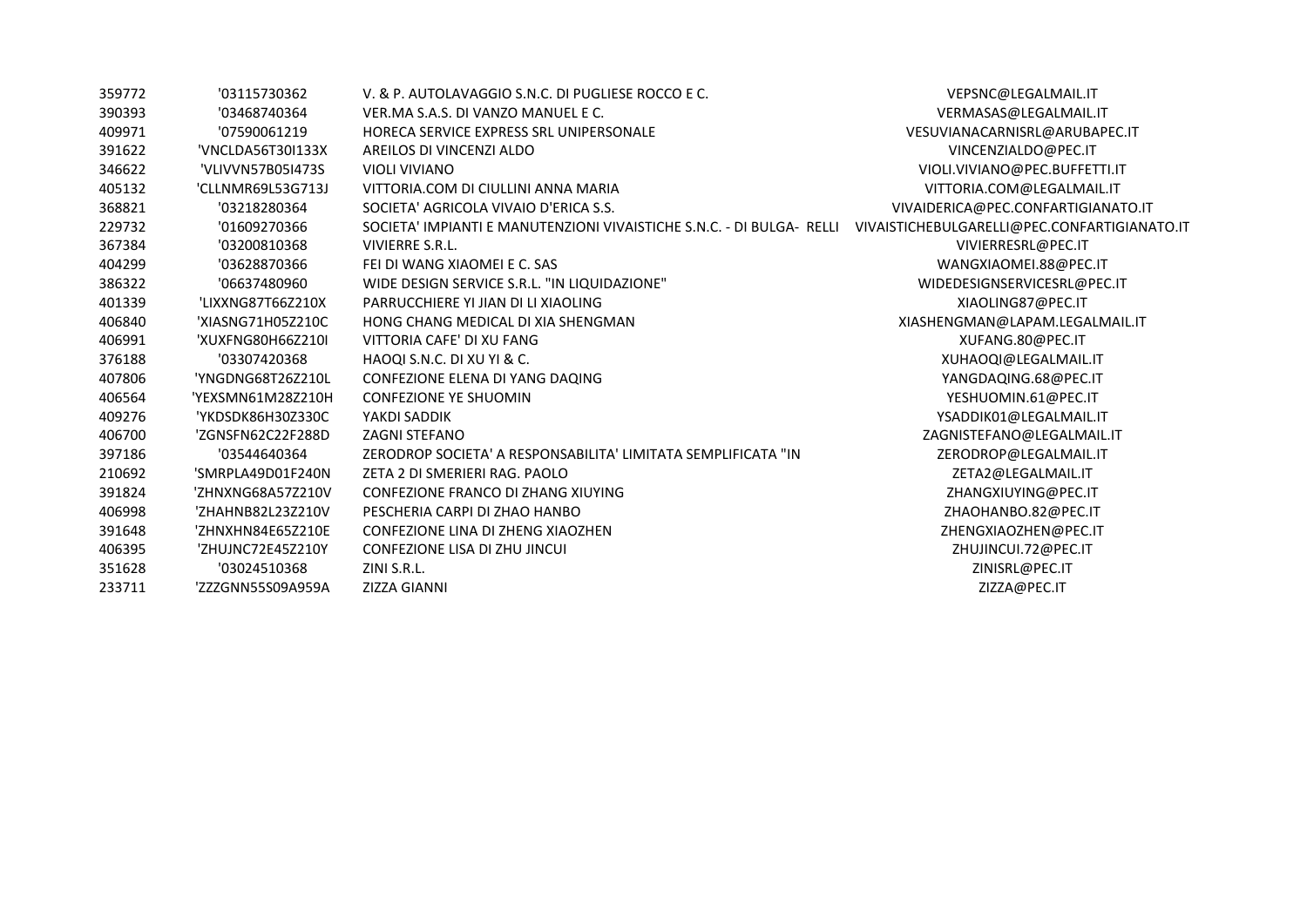| | | | |
|---|---|---|---|
| 359772 | '03115730362 | V. & P. AUTOLAVAGGIO S.N.C. DI PUGLIESE ROCCO E C. | VEPSNC@LEGALMAIL.IT |
| 390393 | '03468740364 | VER.MA S.A.S. DI VANZO MANUEL E C. | VERMASAS@LEGALMAIL.IT |
| 409971 | '07590061219 | HORECA SERVICE EXPRESS SRL UNIPERSONALE | VESUVIANACARNISRL@ARUBAPEC.IT |
| 391622 | 'VNCLDA56T30I133X | AREILOS DI VINCENZI ALDO | VINCENZIALDO@PEC.IT |
| 346622 | 'VLIVVN57B05I473S | VIOLI VIVIANO | VIOLI.VIVIANO@PEC.BUFFETTI.IT |
| 405132 | 'CLLNMR69L53G713J | VITTORIA.COM DI CIULLINI ANNA MARIA | VITTORIA.COM@LEGALMAIL.IT |
| 368821 | '03218280364 | SOCIETA' AGRICOLA VIVAIO D'ERICA S.S. | VIVAIDERICA@PEC.CONFARTIGIANATO.IT |
| 229732 | '01609270366 | SOCIETA' IMPIANTI E MANUTENZIONI VIVAISTICHE S.N.C. - DI BULGA- RELLI | VIVAISTICHEBULGARELLI@PEC.CONFARTIGIANATO.IT |
| 367384 | '03200810368 | VIVIERRE S.R.L. | VIVIERRESRL@PEC.IT |
| 404299 | '03628870366 | FEI DI WANG XIAOMEI E C. SAS | WANGXIAOMEI.88@PEC.IT |
| 386322 | '06637480960 | WIDE DESIGN SERVICE S.R.L. "IN LIQUIDAZIONE" | WIDEDESIGNSERVICESRL@PEC.IT |
| 401339 | 'LIXXNG87T66Z210X | PARRUCCHIERE YI JIAN DI LI XIAOLING | XIAOLING87@PEC.IT |
| 406840 | 'XIASNG71H05Z210C | HONG CHANG MEDICAL DI XIA SHENGMAN | XIASHENGMAN@LAPAM.LEGALMAIL.IT |
| 406991 | 'XUXFNG80H66Z210I | VITTORIA CAFE' DI XU FANG | XUFANG.80@PEC.IT |
| 376188 | '03307420368 | HAOQI S.N.C. DI XU YI & C. | XUHAOQI@LEGALMAIL.IT |
| 407806 | 'YNGDNG68T26Z210L | CONFEZIONE ELENA DI YANG DAQING | YANGDAQING.68@PEC.IT |
| 406564 | 'YEXSMN61M28Z210H | CONFEZIONE YE SHUOMIN | YESHUOMIN.61@PEC.IT |
| 409276 | 'YKDSDK86H30Z330C | YAKDI SADDIK | YSADDIK01@LEGALMAIL.IT |
| 406700 | 'ZGNSFN62C22F288D | ZAGNI STEFANO | ZAGNISTEFANO@LEGALMAIL.IT |
| 397186 | '03544640364 | ZERODROP SOCIETA' A RESPONSABILITA' LIMITATA SEMPLIFICATA "IN | ZERODROP@LEGALMAIL.IT |
| 210692 | 'SMRPLA49D01F240N | ZETA 2 DI SMERIERI RAG. PAOLO | ZETA2@LEGALMAIL.IT |
| 391824 | 'ZHNXNG68A57Z210V | CONFEZIONE FRANCO DI ZHANG XIUYING | ZHANGXIUYING@PEC.IT |
| 406998 | 'ZHAHNB82L23Z210V | PESCHERIA CARPI DI ZHAO HANBO | ZHAOHANBO.82@PEC.IT |
| 391648 | 'ZHNXHN84E65Z210E | CONFEZIONE LINA DI ZHENG XIAOZHEN | ZHENGXIAOZHEN@PEC.IT |
| 406395 | 'ZHUJNC72E45Z210Y | CONFEZIONE LISA DI ZHU JINCUI | ZHUJINCUI.72@PEC.IT |
| 351628 | '03024510368 | ZINI S.R.L. | ZINISRL@PEC.IT |
| 233711 | 'ZZZGNN55S09A959A | ZIZZA GIANNI | ZIZZA@PEC.IT |